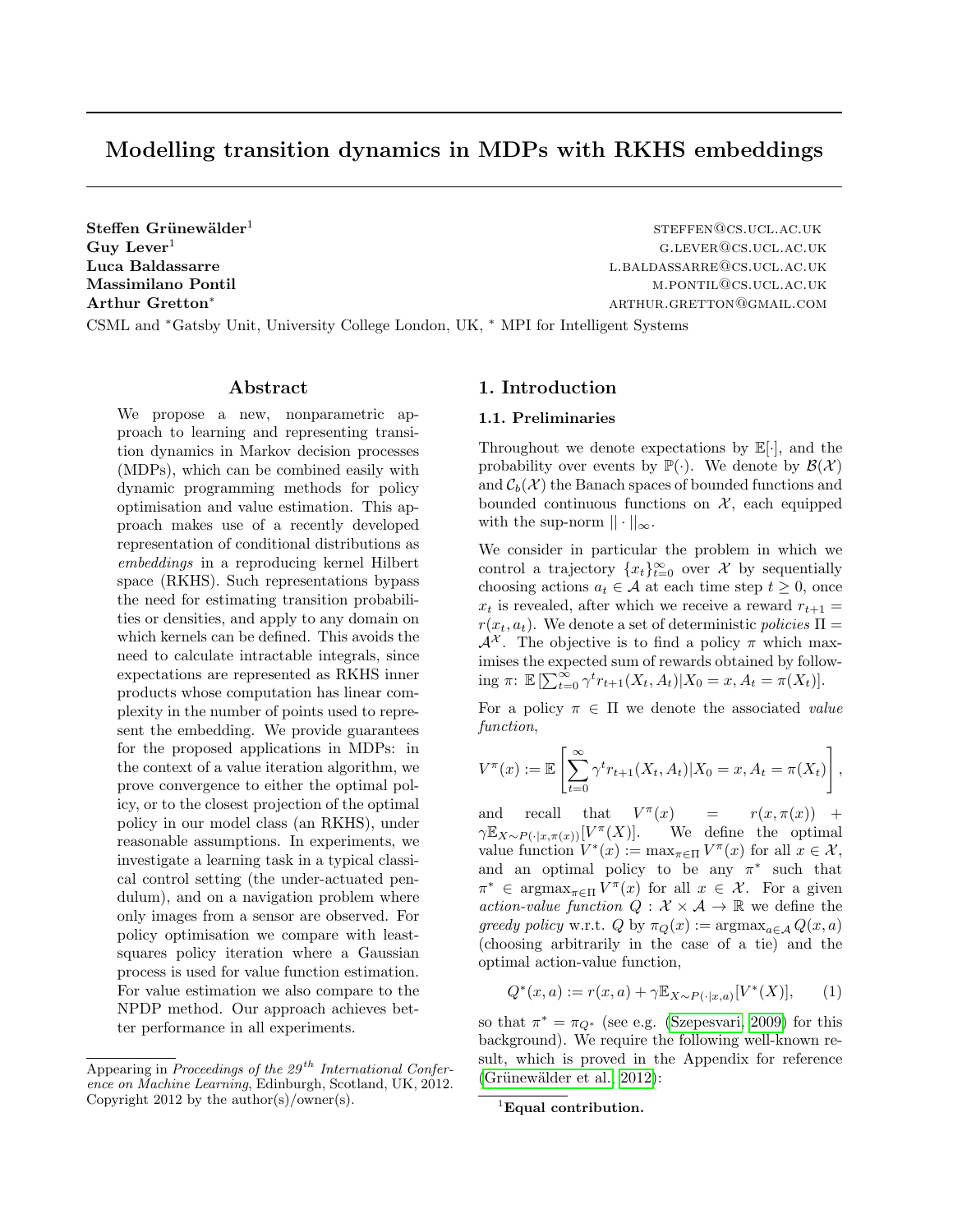# Modelling transition dynamics in MDPs with RKHS embeddings

**Steffen Grünewälder**[1] STEFFEN@CS.UCL.AC.UK
**Guy Lever**[1] G.LEVER@CS.UCL.AC.UK
**Luca Baldassarre** L.BALDASSARRE@CS.UCL.AC.UK
**Massimilano Pontil** M.PONTIL@CS.UCL.AC.UK
**Arthur Gretton**[*] ARTHUR.GRETTON@GMAIL.COM

CSML and [*]Gatsby Unit, University College London, UK, [*] MPI for Intelligent Systems

## Abstract

We propose a new, nonparametric approach to learning and representing transition dynamics in Markov decision processes (MDPs), which can be combined easily with dynamic programming methods for policy optimisation and value estimation. This approach makes use of a recently developed representation of conditional distributions as *embeddings* in a reproducing kernel Hilbert space (RKHS). Such representations bypass the need for estimating transition probabilities or densities, and apply to any domain on which kernels can be defined. This avoids the need to calculate intractable integrals, since expectations are represented as RKHS inner products whose computation has linear complexity in the number of points used to represent the embedding. We provide guarantees for the proposed applications in MDPs: in the context of a value iteration algorithm, we prove convergence to either the optimal policy, or to the closest projection of the optimal policy in our model class (an RKHS), under reasonable assumptions. In experiments, we investigate a learning task in a typical classical control setting (the under-actuated pendulum), and on a navigation problem where only images from a sensor are observed. For policy optimisation we compare with least-squares policy iteration where a Gaussian process is used for value function estimation. For value estimation we also compare to the NPDP method. Our approach achieves better performance in all experiments.

## 1. Introduction

### 1.1. Preliminaries

Throughout we denote expectations by $\mathbb{E}[\cdot]$, and the probability over events by $\mathbb{P}(\cdot)$. We denote by $\mathcal{B}(\mathcal{X})$ and $\mathcal{C}_b(\mathcal{X})$ the Banach spaces of bounded functions and bounded continuous functions on $\mathcal{X}$, each equipped with the sup-norm $||\cdot||_\infty$.

We consider in particular the problem in which we control a trajectory $\{x_t\}_{t=0}^\infty$ over $\mathcal{X}$ by sequentially choosing actions $a_t \in \mathcal{A}$ at each time step $t \geq 0$, once $x_t$ is revealed, after which we receive a reward $r_{t+1} = r(x_t, a_t)$. We denote a set of deterministic *policies* $\Pi = \mathcal{A}^\mathcal{X}$. The objective is to find a policy $\pi$ which maximises the expected sum of rewards obtained by following $\pi$: $\mathbb{E}\left[\sum_{t=0}^\infty \gamma^t r_{t+1}(X_t, A_t) | X_0 = x, A_t = \pi(X_t)\right]$.

For a policy $\pi \in \Pi$ we denote the associated *value function*,

$$V^\pi(x) := \mathbb{E}\left[\sum_{t=0}^\infty \gamma^t r_{t+1}(X_t, A_t) | X_0 = x, A_t = \pi(X_t)\right],$$

and recall that $V^\pi(x) = r(x, \pi(x)) + \gamma \mathbb{E}_{X \sim P(\cdot|x,\pi(x))}[V^\pi(X)]$. We define the optimal value function $V^*(x) := \max_{\pi \in \Pi} V^\pi(x)$ for all $x \in \mathcal{X}$, and an optimal policy to be any $\pi^*$ such that $\pi^* \in \operatorname{argmax}_{\pi \in \Pi} V^\pi(x)$ for all $x \in \mathcal{X}$. For a given *action-value function* $Q : \mathcal{X} \times \mathcal{A} \to \mathbb{R}$ we define the *greedy policy* w.r.t. $Q$ by $\pi_Q(x) := \operatorname{argmax}_{a \in \mathcal{A}} Q(x, a)$ (choosing arbitrarily in the case of a tie) and the optimal action-value function,

$$Q^*(x, a) := r(x, a) + \gamma \mathbb{E}_{X \sim P(\cdot|x,a)}[V^*(X)], \qquad (1)$$

so that $\pi^* = \pi_{Q^*}$ (see e.g. (Szepesvari, 2009) for this background). We require the following well-known result, which is proved in the Appendix for reference (Grünewälder et al., 2012):

[1]**Equal contribution.**

Appearing in *Proceedings of the 29th International Conference on Machine Learning*, Edinburgh, Scotland, UK, 2012. Copyright 2012 by the author(s)/owner(s).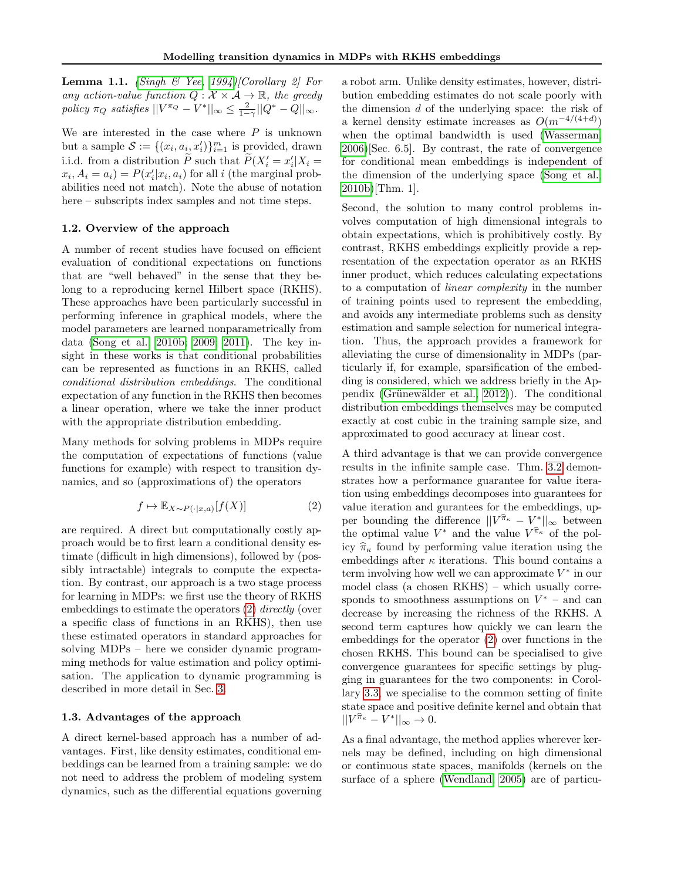**Lemma 1.1.** *(Singh & Yee, 1994)[Corollary 2] For any action-value function $Q : \mathcal{X} \times \mathcal{A} \to \mathbb{R}$, the greedy policy $\pi_Q$ satisfies $||V^{\pi_Q} - V^*||_\infty \leq \frac{2}{1-\gamma}||Q^* - Q||_\infty$.*

We are interested in the case where $P$ is unknown but a sample $\mathcal{S} := \{(x_i, a_i, x'_i)\}_{i=1}^m$ is provided, drawn i.i.d. from a distribution $\widetilde{P}$ such that $\widetilde{P}(X'_i = x'_i | X_i = x_i, A_i = a_i) = P(x'_i|x_i, a_i)$ for all $i$ (the marginal probabilities need not match). Note the abuse of notation here – subscripts index samples and not time steps.

### 1.2. Overview of the approach

A number of recent studies have focused on efficient evaluation of conditional expectations on functions that are "well behaved" in the sense that they belong to a reproducing kernel Hilbert space (RKHS). These approaches have been particularly successful in performing inference in graphical models, where the model parameters are learned nonparametrically from data (Song et al., 2010b; 2009; 2011). The key insight in these works is that conditional probabilities can be represented as functions in an RKHS, called *conditional distribution embeddings*. The conditional expectation of any function in the RKHS then becomes a linear operation, where we take the inner product with the appropriate distribution embedding.

Many methods for solving problems in MDPs require the computation of expectations of functions (value functions for example) with respect to transition dynamics, and so (approximations of) the operators

$$f \mapsto \mathbb{E}_{X \sim P(\cdot|x,a)}[f(X)] \tag{2}$$

are required. A direct but computationally costly approach would be to first learn a conditional density estimate (difficult in high dimensions), followed by (possibly intractable) integrals to compute the expectation. By contrast, our approach is a two stage process for learning in MDPs: we first use the theory of RKHS embeddings to estimate the operators (2) *directly* (over a specific class of functions in an RKHS), then use these estimated operators in standard approaches for solving MDPs – here we consider dynamic programming methods for value estimation and policy optimisation. The application to dynamic programming is described in more detail in Sec. 3.

### 1.3. Advantages of the approach

A direct kernel-based approach has a number of advantages. First, like density estimates, conditional embeddings can be learned from a training sample: we do not need to address the problem of modeling system dynamics, such as the differential equations governing a robot arm. Unlike density estimates, however, distribution embedding estimates do not scale poorly with the dimension $d$ of the underlying space: the risk of a kernel density estimate increases as $O(m^{-4/(4+d)})$ when the optimal bandwidth is used (Wasserman, 2006)[Sec. 6.5]. By contrast, the rate of convergence for conditional mean embeddings is independent of the dimension of the underlying space (Song et al., 2010b)[Thm. 1].

Second, the solution to many control problems involves computation of high dimensional integrals to obtain expectations, which is prohibitively costly. By contrast, RKHS embeddings explicitly provide a representation of the expectation operator as an RKHS inner product, which reduces calculating expectations to a computation of *linear complexity* in the number of training points used to represent the embedding, and avoids any intermediate problems such as density estimation and sample selection for numerical integration. Thus, the approach provides a framework for alleviating the curse of dimensionality in MDPs (particularly if, for example, sparsification of the embedding is considered, which we address briefly in the Appendix (Grünewälder et al., 2012)). The conditional distribution embeddings themselves may be computed exactly at cost cubic in the training sample size, and approximated to good accuracy at linear cost.

A third advantage is that we can provide convergence results in the infinite sample case. Thm. 3.2 demonstrates how a performance guarantee for value iteration using embeddings decomposes into guarantees for value iteration and gurantees for the embeddings, upper bounding the difference $||V^{\widehat{\pi}_\kappa} - V^*||_\infty$ between the optimal value $V^*$ and the value $V^{\widehat{\pi}_\kappa}$ of the policy $\widehat{\pi}_\kappa$ found by performing value iteration using the embeddings after $\kappa$ iterations. This bound contains a term involving how well we can approximate $V^*$ in our model class (a chosen RKHS) – which usually corresponds to smoothness assumptions on $V^*$ – and can decrease by increasing the richness of the RKHS. A second term captures how quickly we can learn the embeddings for the operator (2) over functions in the chosen RKHS. This bound can be specialised to give convergence guarantees for specific settings by plugging in guarantees for the two components: in Corollary 3.3, we specialise to the common setting of finite state space and positive definite kernel and obtain that $||V^{\widehat{\pi}_\kappa} - V^*||_\infty \to 0$.

As a final advantage, the method applies wherever kernels may be defined, including on high dimensional or continuous state spaces, manifolds (kernels on the surface of a sphere (Wendland, 2005) are of particu-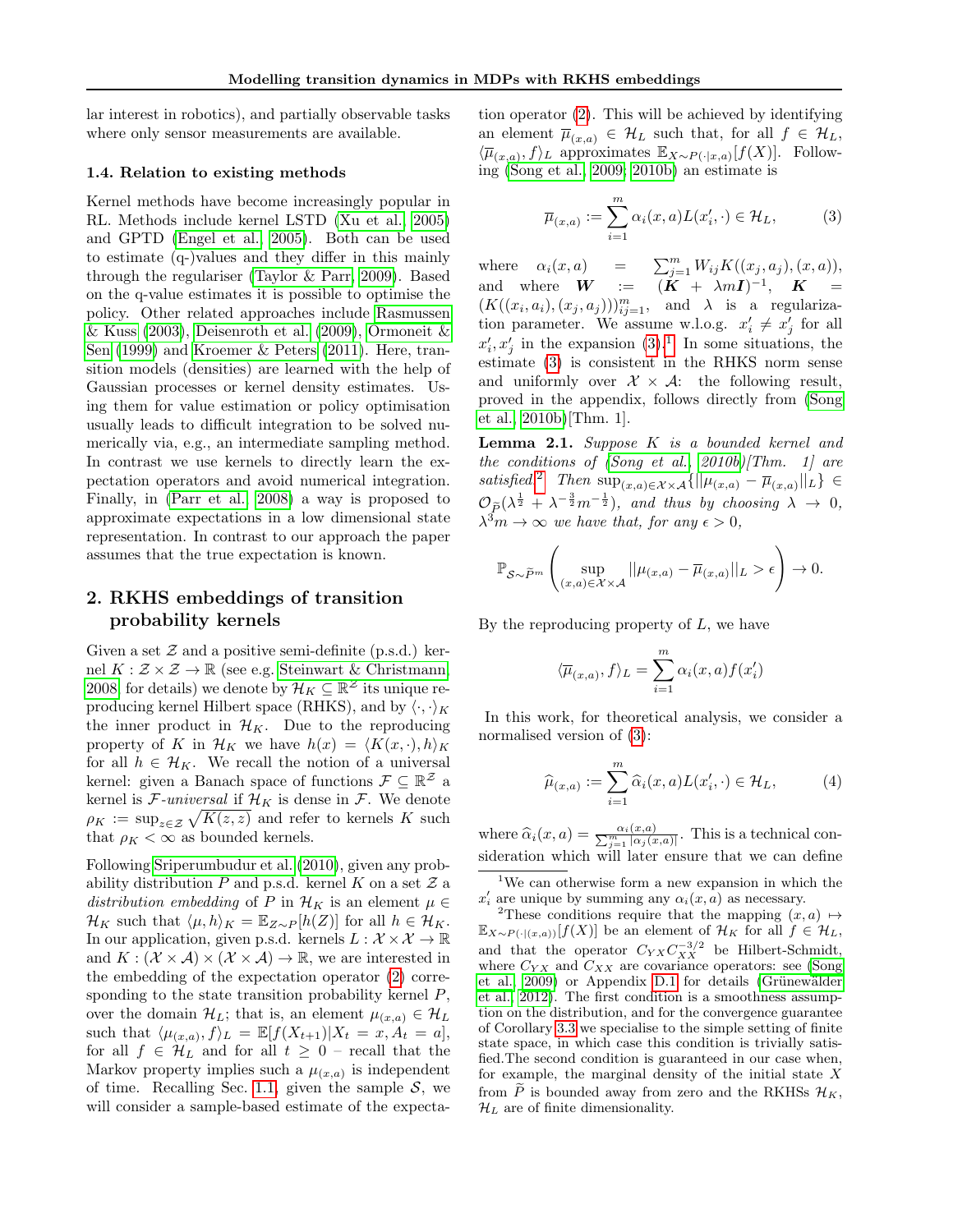lar interest in robotics), and partially observable tasks where only sensor measurements are available.

### 1.4. Relation to existing methods

Kernel methods have become increasingly popular in RL. Methods include kernel LSTD (Xu et al., 2005) and GPTD (Engel et al., 2005). Both can be used to estimate (q-)values and they differ in this mainly through the regulariser (Taylor & Parr, 2009). Based on the q-value estimates it is possible to optimise the policy. Other related approaches include Rasmussen & Kuss (2003), Deisenroth et al. (2009), Ormoneit & Sen (1999) and Kroemer & Peters (2011). Here, transition models (densities) are learned with the help of Gaussian processes or kernel density estimates. Using them for value estimation or policy optimisation usually leads to difficult integration to be solved numerically via, e.g., an intermediate sampling method. In contrast we use kernels to directly learn the expectation operators and avoid numerical integration. Finally, in (Parr et al., 2008) a way is proposed to approximate expectations in a low dimensional state representation. In contrast to our approach the paper assumes that the true expectation is known.

## 2. RKHS embeddings of transition probability kernels

Given a set $\mathcal{Z}$ and a positive semi-definite (p.s.d.) kernel $K : \mathcal{Z} \times \mathcal{Z} \to \mathbb{R}$ (see e.g. Steinwart & Christmann, 2008, for details) we denote by $\mathcal{H}_K \subseteq \mathbb{R}^{\mathcal{Z}}$ its unique reproducing kernel Hilbert space (RHKS), and by $\langle \cdot, \cdot \rangle_K$ the inner product in $\mathcal{H}_K$. Due to the reproducing property of $K$ in $\mathcal{H}_K$ we have $h(x) = \langle K(x, \cdot), h \rangle_K$ for all $h \in \mathcal{H}_K$. We recall the notion of a universal kernel: given a Banach space of functions $\mathcal{F} \subseteq \mathbb{R}^{\mathcal{Z}}$ a kernel is $\mathcal{F}$-*universal* if $\mathcal{H}_K$ is dense in $\mathcal{F}$. We denote $\rho_K := \sup_{z \in \mathcal{Z}} \sqrt{K(z,z)}$ and refer to kernels $K$ such that $\rho_K < \infty$ as bounded kernels.

Following Sriperumbudur et al. (2010), given any probability distribution $P$ and p.s.d. kernel $K$ on a set $\mathcal{Z}$ a *distribution embedding* of $P$ in $\mathcal{H}_K$ is an element $\mu \in \mathcal{H}_K$ such that $\langle \mu, h \rangle_K = \mathbb{E}_{Z \sim P}[h(Z)]$ for all $h \in \mathcal{H}_K$. In our application, given p.s.d. kernels $L : \mathcal{X} \times \mathcal{X} \to \mathbb{R}$ and $K : (\mathcal{X} \times \mathcal{A}) \times (\mathcal{X} \times \mathcal{A}) \to \mathbb{R}$, we are interested in the embedding of the expectation operator (2) corresponding to the state transition probability kernel $P$, over the domain $\mathcal{H}_L$; that is, an element $\mu_{(x,a)} \in \mathcal{H}_L$ such that $\langle \mu_{(x,a)}, f \rangle_L = \mathbb{E}[f(X_{t+1}) | X_t = x, A_t = a]$, for all $f \in \mathcal{H}_L$ and for all $t \geq 0$ – recall that the Markov property implies such a $\mu_{(x,a)}$ is independent of time. Recalling Sec. 1.1, given the sample $\mathcal{S}$, we will consider a sample-based estimate of the expectation operator (2). This will be achieved by identifying an element $\overline{\mu}_{(x,a)} \in \mathcal{H}_L$ such that, for all $f \in \mathcal{H}_L$, $\langle \overline{\mu}_{(x,a)}, f \rangle_L$ approximates $\mathbb{E}_{X \sim P(\cdot|x,a)}[f(X)]$. Following (Song et al., 2009; 2010b) an estimate is

$$\overline{\mu}_{(x,a)} := \sum_{i=1}^{m} \alpha_i(x,a) L(x'_i, \cdot) \in \mathcal{H}_L, \tag{3}$$

where $\alpha_i(x,a) = \sum_{j=1}^{m} W_{ij} K((x_j,a_j),(x,a))$, and where $\boldsymbol{W} := (\boldsymbol{K} + \lambda m \boldsymbol{I})^{-1}$, $\boldsymbol{K} = (K((x_i,a_i),(x_j,a_j)))_{ij=1}^{m}$, and $\lambda$ is a regularization parameter. We assume w.l.o.g. $x'_i \neq x'_j$ for all $x'_i, x'_j$ in the expansion (3).[1] In some situations, the estimate (3) is consistent in the RHKS norm sense and uniformly over $\mathcal{X} \times \mathcal{A}$: the following result, proved in the appendix, follows directly from (Song et al., 2010b)[Thm. 1].

**Lemma 2.1.** *Suppose $K$ is a bounded kernel and the conditions of (Song et al., 2010b)[Thm. 1] are satisfied.*[2] *Then* $\sup_{(x,a) \in \mathcal{X} \times \mathcal{A}} \{ ||\mu_{(x,a)} - \overline{\mu}_{(x,a)}||_L \} \in \mathcal{O}_{\widetilde{P}}(\lambda^{\frac{1}{2}} + \lambda^{-\frac{3}{2}} m^{-\frac{1}{2}})$*, and thus by choosing $\lambda \to 0$, $\lambda^3 m \to \infty$ we have that, for any $\epsilon > 0$,*

$$\mathbb{P}_{\mathcal{S} \sim \widetilde{P}^m} \left( \sup_{(x,a) \in \mathcal{X} \times \mathcal{A}} ||\mu_{(x,a)} - \overline{\mu}_{(x,a)}||_L > \epsilon \right) \to 0.$$

By the reproducing property of $L$, we have

$$\langle \overline{\mu}_{(x,a)}, f \rangle_L = \sum_{i=1}^{m} \alpha_i(x,a) f(x'_i)$$

In this work, for theoretical analysis, we consider a normalised version of (3):

$$\widehat{\mu}_{(x,a)} := \sum_{i=1}^{m} \widehat{\alpha}_i(x,a) L(x'_i, \cdot) \in \mathcal{H}_L, \tag{4}$$

where $\widehat{\alpha}_i(x,a) = \frac{\alpha_i(x,a)}{\sum_{j=1}^{m} |\alpha_j(x,a)|}$. This is a technical consideration which will later ensure that we can define

[1] We can otherwise form a new expansion in which the $x'_i$ are unique by summing any $\alpha_i(x,a)$ as necessary.

[2] These conditions require that the mapping $(x,a) \mapsto \mathbb{E}_{X \sim P(\cdot|(x,a))}[f(X)]$ be an element of $\mathcal{H}_K$ for all $f \in \mathcal{H}_L$, and that the operator $C_{YX} C_{XX}^{-3/2}$ be Hilbert-Schmidt, where $C_{YX}$ are $C_{XX}$ are covariance operators: see (Song et al., 2009) or Appendix D.1 for details (Grünewalder et al., 2012). The first condition is a smoothness assumption on the distribution, and for the convergence guarantee of Corollary 3.3 we specialise to the simple setting of finite state space, in which case this condition is trivially satisfied.The second condition is guaranteed in our case when, for example, the marginal density of the initial state $X$ from $\widetilde{P}$ is bounded away from zero and the RKHSs $\mathcal{H}_K$, $\mathcal{H}_L$ are of finite dimensionality.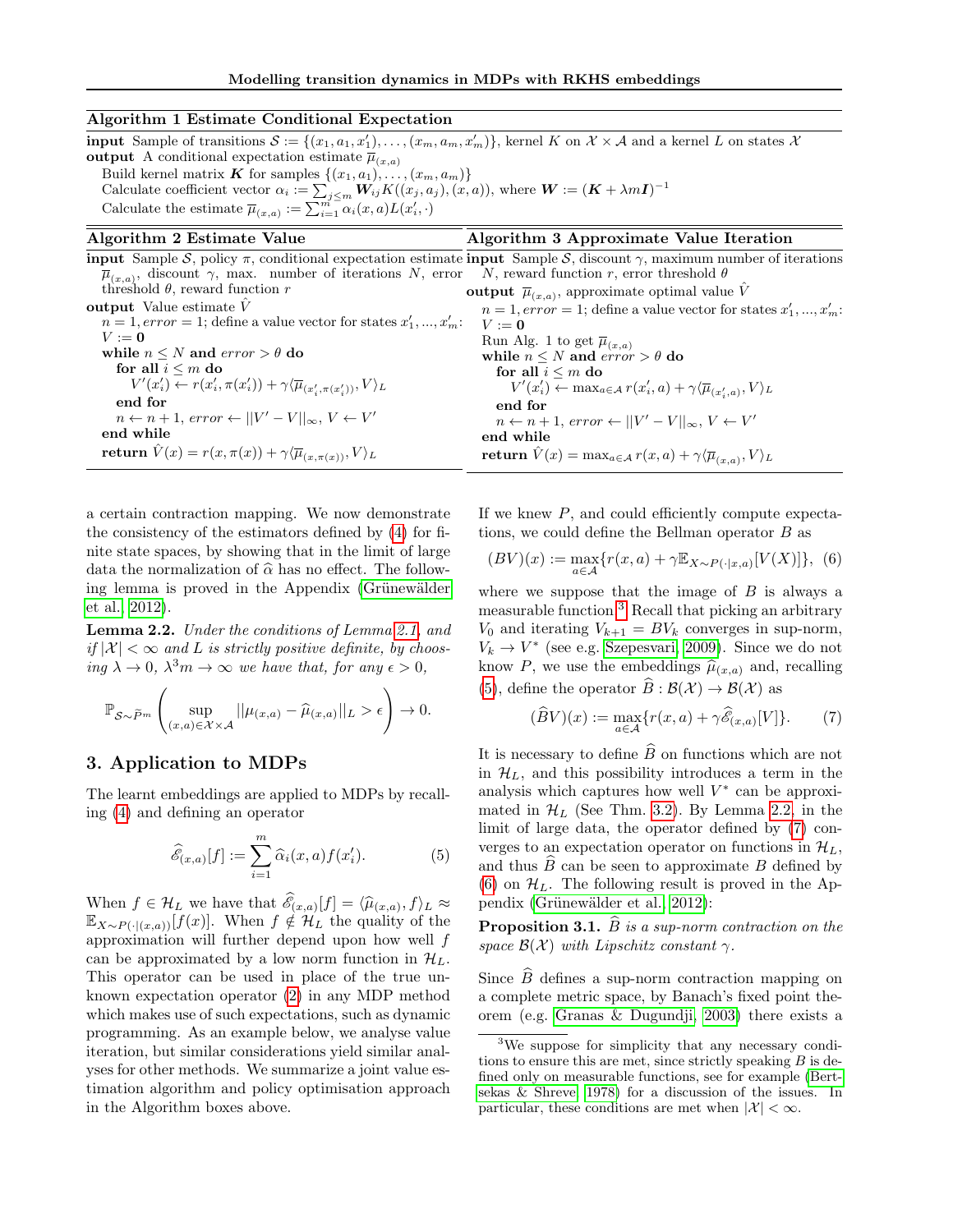**Algorithm 1** Estimate Conditional Expectation

**input** Sample of transitions $\mathcal{S} := \{(x_1, a_1, x_1'), \ldots, (x_m, a_m, x_m')\}$, kernel $K$ on $\mathcal{X} \times \mathcal{A}$ and a kernel $L$ on states $\mathcal{X}$
**output** A conditional expectation estimate $\overline{\mu}_{(x,a)}$
  Build kernel matrix $\boldsymbol{K}$ for samples $\{(x_1, a_1), \ldots, (x_m, a_m)\}$
  Calculate coefficient vector $\alpha_i := \sum_{j \le m} \boldsymbol{W}_{ij} K((x_j, a_j), (x, a))$, where $\boldsymbol{W} := (\boldsymbol{K} + \lambda m \boldsymbol{I})^{-1}$
  Calculate the estimate $\overline{\mu}_{(x,a)} := \sum_{i=1}^m \alpha_i(x, a) L(x_i', \cdot)$

**Algorithm 2** Estimate Value

**input** Sample $\mathcal{S}$, policy $\pi$, conditional expectation estimate $\overline{\mu}_{(x,a)}$, discount $\gamma$, max. number of iterations $N$, error threshold $\theta$, reward function $r$
**output** Value estimate $\hat{V}$
  $n = 1, error = 1$; define a value vector for states $x_1', ..., x_m'$: $V := \mathbf{0}$
  **while** $n \le N$ **and** $error > \theta$ **do**
    **for all** $i \le m$ **do**
      $V'(x_i') \leftarrow r(x_i', \pi(x_i')) + \gamma \langle \overline{\mu}_{(x_i', \pi(x_i'))}, V \rangle_L$
    **end for**
    $n \leftarrow n + 1$, $error \leftarrow ||V' - V||_\infty$, $V \leftarrow V'$
  **end while**
  **return** $\hat{V}(x) = r(x, \pi(x)) + \gamma \langle \overline{\mu}_{(x,\pi(x))}, V \rangle_L$

**Algorithm 3** Approximate Value Iteration

**input** Sample $\mathcal{S}$, discount $\gamma$, maximum number of iterations $N$, reward function $r$, error threshold $\theta$
**output** $\overline{\mu}_{(x,a)}$, approximate optimal value $\hat{V}$
  $n = 1, error = 1$; define a value vector for states $x_1', ..., x_m'$: $V := \mathbf{0}$
  Run Alg. 1 to get $\overline{\mu}_{(x,a)}$
  **while** $n \le N$ **and** $error > \theta$ **do**
    **for all** $i \le m$ **do**
      $V'(x_i') \leftarrow \max_{a \in \mathcal{A}} r(x_i', a) + \gamma \langle \overline{\mu}_{(x_i', a)}, V \rangle_L$
    **end for**
    $n \leftarrow n + 1$, $error \leftarrow ||V' - V||_\infty$, $V \leftarrow V'$
  **end while**
  **return** $\hat{V}(x) = \max_{a \in \mathcal{A}} r(x, a) + \gamma \langle \overline{\mu}_{(x,a)}, V \rangle_L$

a certain contraction mapping. We now demonstrate the consistency of the estimators defined by (4) for finite state spaces, by showing that in the limit of large data the normalization of $\widehat{\alpha}$ has no effect. The following lemma is proved in the Appendix (Grünewälder et al., 2012).

**Lemma 2.2.** *Under the conditions of Lemma 2.1, and if $|\mathcal{X}| < \infty$ and $L$ is strictly positive definite, by choosing $\lambda \to 0$, $\lambda^3 m \to \infty$ we have that, for any $\epsilon > 0$,*

$$\mathbb{P}_{\mathcal{S} \sim \widetilde{P}^m} \left( \sup_{(x,a) \in \mathcal{X} \times \mathcal{A}} ||\mu_{(x,a)} - \widehat{\mu}_{(x,a)}||_L > \epsilon \right) \to 0.$$

## 3. Application to MDPs

The learnt embeddings are applied to MDPs by recalling (4) and defining an operator

$$\widehat{\mathscr{E}}_{(x,a)}[f] := \sum_{i=1}^m \widehat{\alpha}_i(x, a) f(x_i'). \qquad (5)$$

When $f \in \mathcal{H}_L$ we have that $\widehat{\mathscr{E}}_{(x,a)}[f] = \langle \widehat{\mu}_{(x,a)}, f \rangle_L \approx \mathbb{E}_{X \sim P(\cdot|(x,a))}[f(x)]$. When $f \notin \mathcal{H}_L$ the quality of the approximation will further depend upon how well $f$ can be approximated by a low norm function in $\mathcal{H}_L$. This operator can be used in place of the true unknown expectation operator (2) in any MDP method which makes use of such expectations, such as dynamic programming. As an example below, we analyse value iteration, but similar considerations yield similar analyses for other methods. We summarize a joint value estimation algorithm and policy optimisation approach in the Algorithm boxes above.

If we knew $P$, and could efficiently compute expectations, we could define the Bellman operator $B$ as

$$(BV)(x) := \max_{a \in \mathcal{A}} \{ r(x, a) + \gamma \mathbb{E}_{X \sim P(\cdot|x,a)}[V(X)] \}, \qquad (6)$$

where we suppose that the image of $B$ is always a measurable function.[3] Recall that picking an arbitrary $V_0$ and iterating $V_{k+1} = BV_k$ converges in sup-norm, $V_k \to V^*$ (see e.g. Szepesvari, 2009). Since we do not know $P$, we use the embeddings $\widehat{\mu}_{(x,a)}$ and, recalling (5), define the operator $\widehat{B} : \mathcal{B}(\mathcal{X}) \to \mathcal{B}(\mathcal{X})$ as

$$(\widehat{B}V)(x) := \max_{a \in \mathcal{A}} \{ r(x, a) + \gamma \widehat{\mathscr{E}}_{(x,a)}[V] \}. \qquad (7)$$

It is necessary to define $\widehat{B}$ on functions which are not in $\mathcal{H}_L$, and this possibility introduces a term in the analysis which captures how well $V^*$ can be approximated in $\mathcal{H}_L$ (See Thm. 3.2). By Lemma 2.2, in the limit of large data, the operator defined by (7) converges to an expectation operator on functions in $\mathcal{H}_L$, and thus $\widehat{B}$ can be seen to approximate $B$ defined by (6) on $\mathcal{H}_L$. The following result is proved in the Appendix (Grünewälder et al., 2012):

**Proposition 3.1.** *$\widehat{B}$ is a sup-norm contraction on the space $\mathcal{B}(\mathcal{X})$ with Lipschitz constant $\gamma$.*

Since $\widehat{B}$ defines a sup-norm contraction mapping on a complete metric space, by Banach's fixed point theorem (e.g. Granas & Dugundji, 2003) there exists a

[3] We suppose for simplicity that any necessary conditions to ensure this are met, since strictly speaking $B$ is defined only on measurable functions, see for example (Bertsekas & Shreve, 1978) for a discussion of the issues. In particular, these conditions are met when $|\mathcal{X}| < \infty$.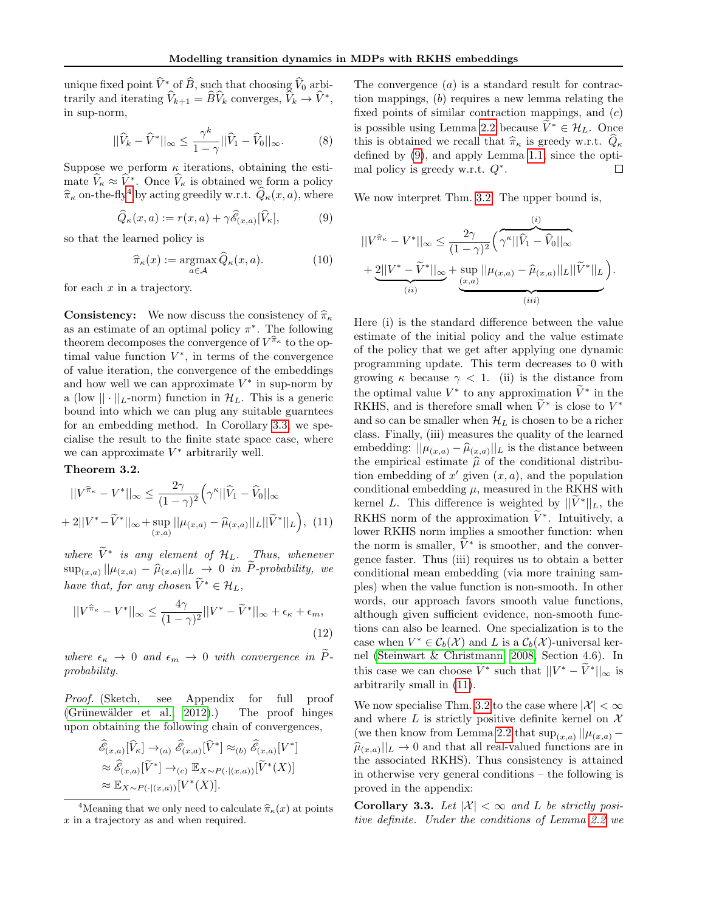unique fixed point $\widehat{V}^*$ of $\widehat{B}$, such that choosing $\widehat{V}_0$ arbitrarily and iterating $\widehat{V}_{k+1} = \widehat{B}\widehat{V}_k$ converges, $\widehat{V}_k \to \widehat{V}^*$, in sup-norm,

$$||\widehat{V}_k - \widehat{V}^*||_\infty \leq \frac{\gamma^k}{1-\gamma}||\widehat{V}_1 - \widehat{V}_0||_\infty. \tag{8}$$

Suppose we perform $\kappa$ iterations, obtaining the estimate $\widehat{V}_\kappa \approx \widehat{V}^*$. Once $\widehat{V}_\kappa$ is obtained we form a policy $\widehat{\pi}_\kappa$ on-the-fly[4] by acting greedily w.r.t. $\widehat{Q}_\kappa(x,a)$, where

$$\widehat{Q}_\kappa(x,a) := r(x,a) + \gamma \widehat{\mathscr{E}}_{(x,a)}[\widehat{V}_\kappa], \tag{9}$$

so that the learned policy is

$$\widehat{\pi}_\kappa(x) := \operatorname*{argmax}_{a \in \mathcal{A}} \widehat{Q}_\kappa(x,a). \tag{10}$$

for each $x$ in a trajectory.

**Consistency:** We now discuss the consistency of $\widehat{\pi}_\kappa$ as an estimate of an optimal policy $\pi^*$. The following theorem decomposes the convergence of $V^{\widehat{\pi}_\kappa}$ to the optimal value function $V^*$, in terms of the convergence of value iteration, the convergence of the embeddings and how well we can approximate $V^*$ in sup-norm by a (low $||\cdot||_L$-norm) function in $\mathcal{H}_L$. This is a generic bound into which we can plug any suitable guarntees for an embedding method. In Corollary 3.3, we specialise the result to the finite state space case, where we can approximate $V^*$ arbitrarily well.

**Theorem 3.2.**

$$||V^{\widehat{\pi}_\kappa} - V^*||_\infty \leq \frac{2\gamma}{(1-\gamma)^2}\Big(\gamma^\kappa ||\widehat{V}_1 - \widehat{V}_0||_\infty + 2||V^* - \widetilde{V}^*||_\infty + \sup_{(x,a)} ||\mu_{(x,a)} - \widehat{\mu}_{(x,a)}||_L ||\widetilde{V}^*||_L\Big), \tag{11}$$

*where $\widetilde{V}^*$ is any element of $\mathcal{H}_L$. Thus, whenever $\sup_{(x,a)} ||\mu_{(x,a)} - \widehat{\mu}_{(x,a)}||_L \to 0$ in $\widetilde{P}$-probability, we have that, for any chosen $\widetilde{V}^* \in \mathcal{H}_L$,*

$$||V^{\widehat{\pi}_\kappa} - V^*||_\infty \leq \frac{4\gamma}{(1-\gamma)^2}||V^* - \widetilde{V}^*||_\infty + \epsilon_\kappa + \epsilon_m, \tag{12}$$

*where $\epsilon_\kappa \to 0$ and $\epsilon_m \to 0$ with convergence in $\widetilde{P}$-probability.*

*Proof.* (Sketch, see Appendix for full proof (Grünewälder et al., 2012).) The proof hinges upon obtaining the following chain of convergences,

$$\begin{aligned}
&\widehat{\mathscr{E}}_{(x,a)}[\widehat{V}_\kappa] \to_{(a)} \widehat{\mathscr{E}}_{(x,a)}[\widehat{V}^*] \approx_{(b)} \widehat{\mathscr{E}}_{(x,a)}[V^*] \\
&\approx \widehat{\mathscr{E}}_{(x,a)}[\widetilde{V}^*] \to_{(c)} \mathbb{E}_{X \sim P(\cdot|(x,a))}[\widetilde{V}^*(X)] \\
&\approx \mathbb{E}_{X \sim P(\cdot|(x,a))}[V^*(X)].
\end{aligned}$$

The convergence $(a)$ is a standard result for contraction mappings, $(b)$ requires a new lemma relating the fixed points of similar contraction mappings, and $(c)$ is possible using Lemma 2.2 because $\widetilde{V}^* \in \mathcal{H}_L$. Once this is obtained we recall that $\widehat{\pi}_\kappa$ is greedy w.r.t. $\widehat{Q}_\kappa$ defined by (9), and apply Lemma 1.1, since the optimal policy is greedy w.r.t. $Q^*$. ∎

We now interpret Thm. 3.2. The upper bound is,

$$||V^{\widehat{\pi}_\kappa} - V^*||_\infty \leq \frac{2\gamma}{(1-\gamma)^2}\Big(\overbrace{\gamma^\kappa ||\widehat{V}_1 - \widehat{V}_0||_\infty}^{(i)} + \underbrace{2||V^* - \widetilde{V}^*||_\infty}_{(ii)} + \underbrace{\sup_{(x,a)} ||\mu_{(x,a)} - \widehat{\mu}_{(x,a)}||_L ||\widetilde{V}^*||_L}_{(iii)}\Big).$$

Here (i) is the standard difference between the value estimate of the initial policy and the value estimate of the policy that we get after applying one dynamic programming update. This term decreases to 0 with growing $\kappa$ because $\gamma < 1$. (ii) is the distance from the optimal value $V^*$ to any approximation $\widetilde{V}^*$ in the RKHS, and is therefore small when $\widetilde{V}^*$ is close to $V^*$ and so can be smaller when $\mathcal{H}_L$ is chosen to be a richer class. Finally, (iii) measures the quality of the learned embedding: $||\mu_{(x,a)} - \widehat{\mu}_{(x,a)}||_L$ is the distance between the empirical estimate $\widehat{\mu}$ of the conditional distribution embedding of $x'$ given $(x,a)$, and the population conditional embedding $\mu$, measured in the RKHS with kernel $L$. This difference is weighted by $||\widetilde{V}^*||_L$, the RKHS norm of the approximation $\widetilde{V}^*$. Intuitively, a lower RKHS norm implies a smoother function: when the norm is smaller, $\widetilde{V}^*$ is smoother, and the convergence faster. Thus (iii) requires us to obtain a better conditional mean embedding (via more training samples) when the value function is non-smooth. In other words, our approach favors smooth value functions, although given sufficient evidence, non-smooth functions can also be learned. One specialization is to the case when $V^* \in \mathcal{C}_b(\mathcal{X})$ and $L$ is a $\mathcal{C}_b(\mathcal{X})$-universal kernel (Steinwart & Christmann, 2008, Section 4.6). In this case we can choose $\widetilde{V}^*$ such that $||V^* - \widetilde{V}^*||_\infty$ is arbitrarily small in (11).

We now specialise Thm. 3.2 to the case where $|\mathcal{X}| < \infty$ and where $L$ is strictly positive definite kernel on $\mathcal{X}$ (we then know from Lemma 2.2 that $\sup_{(x,a)} ||\mu_{(x,a)} - \widehat{\mu}_{(x,a)}||_L \to 0$ and that all real-valued functions are in the associated RKHS). Thus consistency is attained in otherwise very general conditions – the following is proved in the appendix:

**Corollary 3.3.** *Let $|\mathcal{X}| < \infty$ and $L$ be strictly positive definite. Under the conditions of Lemma 2.2 we*

---

[4] Meaning that we only need to calculate $\widehat{\pi}_\kappa(x)$ at points $x$ in a trajectory as and when required.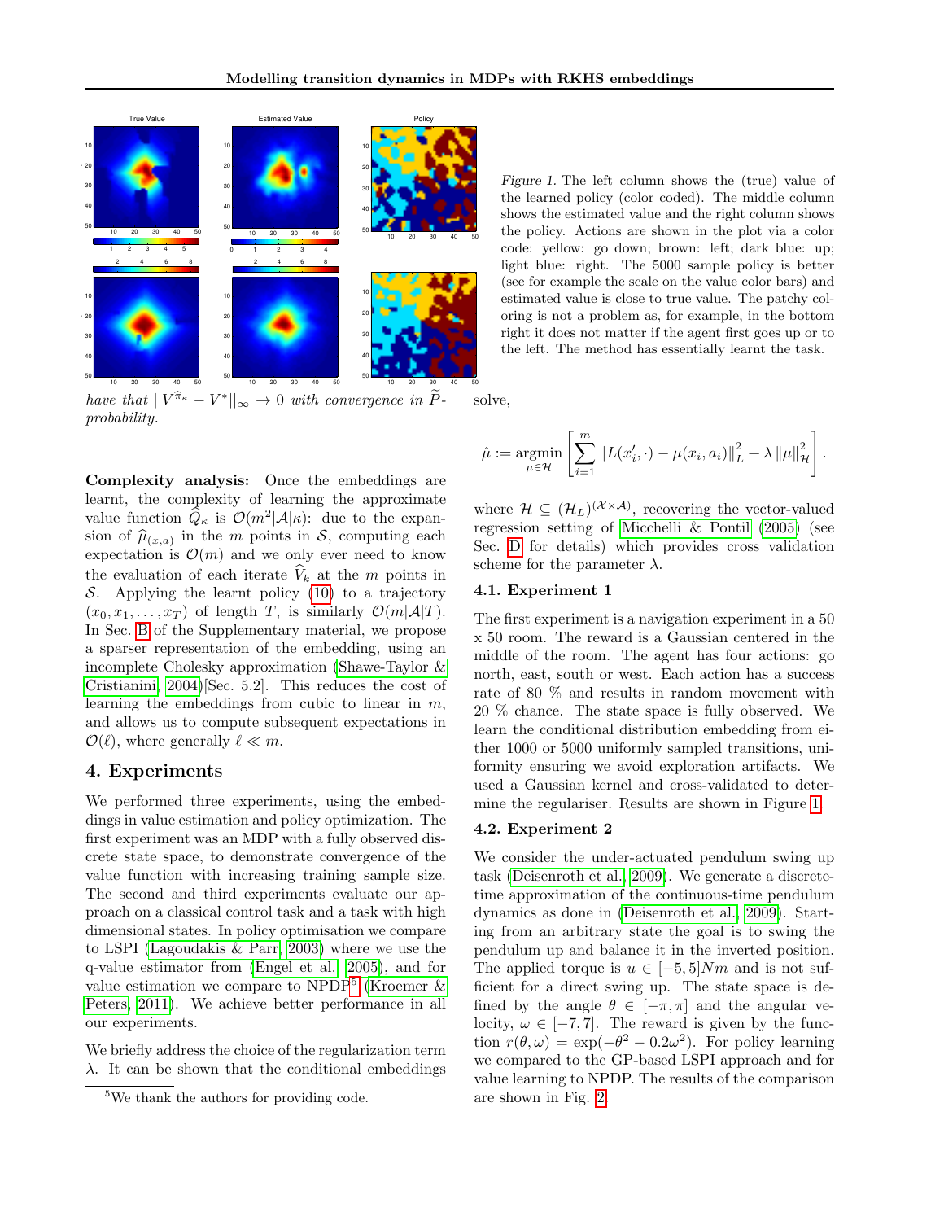Figure 1. The left column shows the (true) value of the learned policy (color coded). The middle column shows the estimated value and the right column shows the policy. Actions are shown in the plot via a color code: yellow: go down; brown: left; dark blue: up; light blue: right. The 5000 sample policy is better (see for example the scale on the value color bars) and estimated value is close to true value. The patchy coloring is not a problem as, for example, in the bottom right it does not matter if the agent first goes up or to the left. The method has essentially learnt the task.

*have that $||V^{\widehat{\pi}_\kappa} - V^*||_\infty \to 0$ with convergence in $\widetilde{P}$-probability.*

**Complexity analysis:** Once the embeddings are learnt, the complexity of learning the approximate value function $\widehat{Q}_\kappa$ is $\mathcal{O}(m^2|\mathcal{A}|\kappa)$: due to the expansion of $\widehat{\mu}_{(x,a)}$ in the $m$ points in $\mathcal{S}$, computing each expectation is $\mathcal{O}(m)$ and we only ever need to know the evaluation of each iterate $\widehat{V}_k$ at the $m$ points in $\mathcal{S}$. Applying the learnt policy (10) to a trajectory $(x_0, x_1, \ldots, x_T)$ of length $T$, is similarly $\mathcal{O}(m|\mathcal{A}|T)$. In Sec. B of the Supplementary material, we propose a sparser representation of the embedding, using an incomplete Cholesky approximation (Shawe-Taylor & Cristianini, 2004)[Sec. 5.2]. This reduces the cost of learning the embeddings from cubic to linear in $m$, and allows us to compute subsequent expectations in $\mathcal{O}(\ell)$, where generally $\ell \ll m$.

## 4. Experiments

We performed three experiments, using the embeddings in value estimation and policy optimization. The first experiment was an MDP with a fully observed discrete state space, to demonstrate convergence of the value function with increasing training sample size. The second and third experiments evaluate our approach on a classical control task and a task with high dimensional states. In policy optimisation we compare to LSPI (Lagoudakis & Parr, 2003) where we use the q-value estimator from (Engel et al., 2005), and for value estimation we compare to NPDP[5] (Kroemer & Peters, 2011). We achieve better performance in all our experiments.

We briefly address the choice of the regularization term $\lambda$. It can be shown that the conditional embeddings solve,

$$\hat{\mu} := \operatorname*{argmin}_{\mu \in \mathcal{H}} \left[ \sum_{i=1}^{m} \|L(x'_i, \cdot) - \mu(x_i, a_i)\|_L^2 + \lambda \|\mu\|_{\mathcal{H}}^2 \right].$$

where $\mathcal{H} \subseteq (\mathcal{H}_L)^{(\mathcal{X}\times\mathcal{A})}$, recovering the vector-valued regression setting of Micchelli & Pontil (2005) (see Sec. D for details) which provides cross validation scheme for the parameter $\lambda$.

### 4.1. Experiment 1

The first experiment is a navigation experiment in a 50 x 50 room. The reward is a Gaussian centered in the middle of the room. The agent has four actions: go north, east, south or west. Each action has a success rate of 80 % and results in random movement with 20 % chance. The state space is fully observed. We learn the conditional distribution embedding from either 1000 or 5000 uniformly sampled transitions, uniformity ensuring we avoid exploration artifacts. We used a Gaussian kernel and cross-validated to determine the regulariser. Results are shown in Figure 1.

### 4.2. Experiment 2

We consider the under-actuated pendulum swing up task (Deisenroth et al., 2009). We generate a discrete-time approximation of the continuous-time pendulum dynamics as done in (Deisenroth et al., 2009). Starting from an arbitrary state the goal is to swing the pendulum up and balance it in the inverted position. The applied torque is $u \in [-5, 5]Nm$ and is not sufficient for a direct swing up. The state space is defined by the angle $\theta \in [-\pi, \pi]$ and the angular velocity, $\omega \in [-7, 7]$. The reward is given by the function $r(\theta, \omega) = \exp(-\theta^2 - 0.2\omega^2)$. For policy learning we compared to the GP-based LSPI approach and for value learning to NPDP. The results of the comparison are shown in Fig. 2.

[5] We thank the authors for providing code.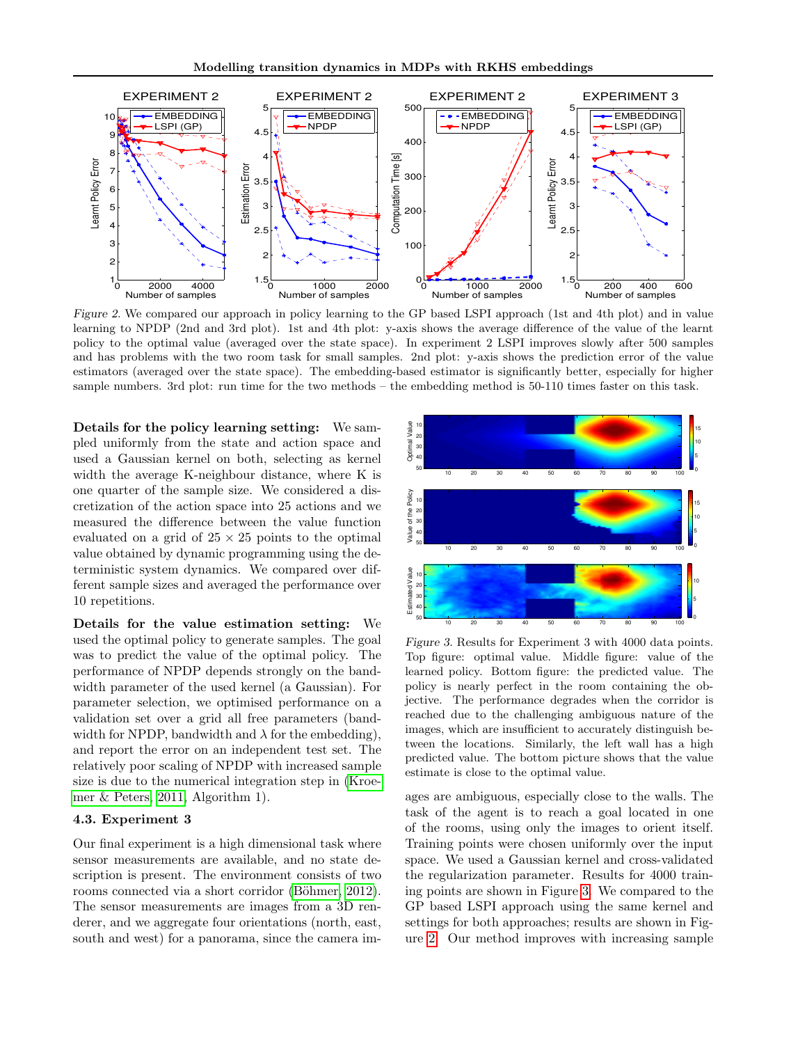Figure 2. We compared our approach in policy learning to the GP based LSPI approach (1st and 4th plot) and in value learning to NPDP (2nd and 3rd plot). 1st and 4th plot: y-axis shows the average difference of the value of the learnt policy to the optimal value (averaged over the state space). In experiment 2 LSPI improves slowly after 500 samples and has problems with the two room task for small samples. 2nd plot: y-axis shows the prediction error of the value estimators (averaged over the state space). The embedding-based estimator is significantly better, especially for higher sample numbers. 3rd plot: run time for the two methods – the embedding method is 50-110 times faster on this task.

**Details for the policy learning setting:** We sampled uniformly from the state and action space and used a Gaussian kernel on both, selecting as kernel width the average K-neighbour distance, where K is one quarter of the sample size. We considered a discretization of the action space into 25 actions and we measured the difference between the value function evaluated on a grid of $25 \times 25$ points to the optimal value obtained by dynamic programming using the deterministic system dynamics. We compared over different sample sizes and averaged the performance over 10 repetitions.

**Details for the value estimation setting:** We used the optimal policy to generate samples. The goal was to predict the value of the optimal policy. The performance of NPDP depends strongly on the bandwidth parameter of the used kernel (a Gaussian). For parameter selection, we optimised performance on a validation set over a grid all free parameters (bandwidth for NPDP, bandwidth and $\lambda$ for the embedding), and report the error on an independent test set. The relatively poor scaling of NPDP with increased sample size is due to the numerical integration step in (Kroemer & Peters, 2011, Algorithm 1).

### 4.3. Experiment 3

Our final experiment is a high dimensional task where sensor measurements are available, and no state description is present. The environment consists of two rooms connected via a short corridor (Böhmer, 2012). The sensor measurements are images from a 3D renderer, and we aggregate four orientations (north, east, south and west) for a panorama, since the camera images are ambiguous, especially close to the walls. The task of the agent is to reach a goal located in one of the rooms, using only the images to orient itself. Training points were chosen uniformly over the input space. We used a Gaussian kernel and cross-validated the regularization parameter. Results for 4000 training points are shown in Figure 3. We compared to the GP based LSPI approach using the same kernel and settings for both approaches; results are shown in Figure 2. Our method improves with increasing sample

Figure 3. Results for Experiment 3 with 4000 data points. Top figure: optimal value. Middle figure: value of the learned policy. Bottom figure: the predicted value. The policy is nearly perfect in the room containing the objective. The performance degrades when the corridor is reached due to the challenging ambiguous nature of the images, which are insufficient to accurately distinguish between the locations. Similarly, the left wall has a high predicted value. The bottom picture shows that the value estimate is close to the optimal value.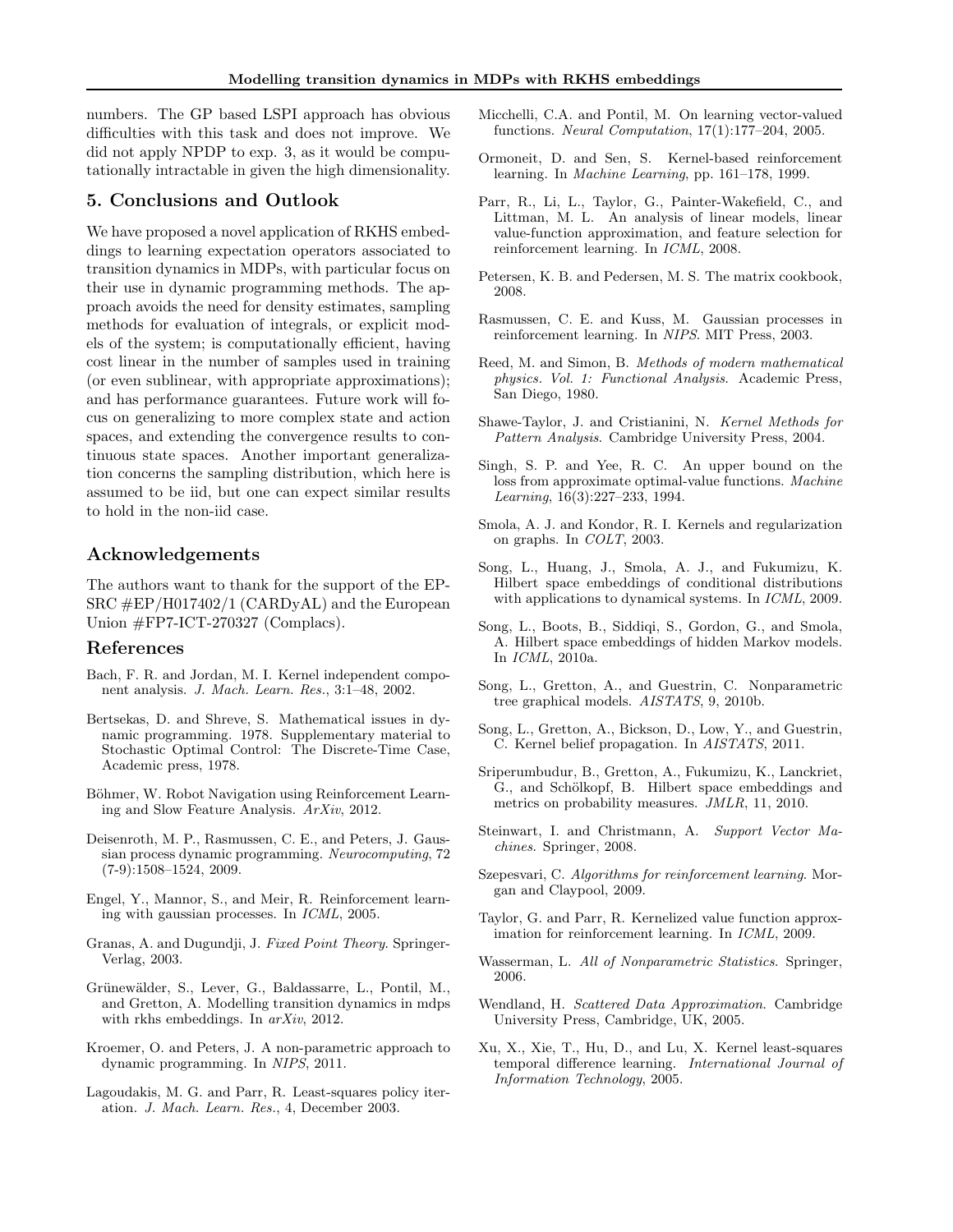numbers. The GP based LSPI approach has obvious difficulties with this task and does not improve. We did not apply NPDP to exp. 3, as it would be computationally intractable in given the high dimensionality.

## 5. Conclusions and Outlook

We have proposed a novel application of RKHS embeddings to learning expectation operators associated to transition dynamics in MDPs, with particular focus on their use in dynamic programming methods. The approach avoids the need for density estimates, sampling methods for evaluation of integrals, or explicit models of the system; is computationally efficient, having cost linear in the number of samples used in training (or even sublinear, with appropriate approximations); and has performance guarantees. Future work will focus on generalizing to more complex state and action spaces, and extending the convergence results to continuous state spaces. Another important generalization concerns the sampling distribution, which here is assumed to be iid, but one can expect similar results to hold in the non-iid case.

## Acknowledgements

The authors want to thank for the support of the EPSRC #EP/H017402/1 (CARDyAL) and the European Union #FP7-ICT-270327 (Complacs).

## References

Bach, F. R. and Jordan, M. I. Kernel independent component analysis. *J. Mach. Learn. Res.*, 3:1–48, 2002.

Bertsekas, D. and Shreve, S. Mathematical issues in dynamic programming. 1978. Supplementary material to Stochastic Optimal Control: The Discrete-Time Case, Academic press, 1978.

Böhmer, W. Robot Navigation using Reinforcement Learning and Slow Feature Analysis. *ArXiv*, 2012.

Deisenroth, M. P., Rasmussen, C. E., and Peters, J. Gaussian process dynamic programming. *Neurocomputing*, 72 (7-9):1508–1524, 2009.

Engel, Y., Mannor, S., and Meir, R. Reinforcement learning with gaussian processes. In *ICML*, 2005.

Granas, A. and Dugundji, J. *Fixed Point Theory*. Springer-Verlag, 2003.

Grünewälder, S., Lever, G., Baldassarre, L., Pontil, M., and Gretton, A. Modelling transition dynamics in mdps with rkhs embeddings. In *arXiv*, 2012.

Kroemer, O. and Peters, J. A non-parametric approach to dynamic programming. In *NIPS*, 2011.

Lagoudakis, M. G. and Parr, R. Least-squares policy iteration. *J. Mach. Learn. Res.*, 4, December 2003.

Micchelli, C.A. and Pontil, M. On learning vector-valued functions. *Neural Computation*, 17(1):177–204, 2005.

Ormoneit, D. and Sen, S. Kernel-based reinforcement learning. In *Machine Learning*, pp. 161–178, 1999.

Parr, R., Li, L., Taylor, G., Painter-Wakefield, C., and Littman, M. L. An analysis of linear models, linear value-function approximation, and feature selection for reinforcement learning. In *ICML*, 2008.

Petersen, K. B. and Pedersen, M. S. The matrix cookbook, 2008.

Rasmussen, C. E. and Kuss, M. Gaussian processes in reinforcement learning. In *NIPS*. MIT Press, 2003.

Reed, M. and Simon, B. *Methods of modern mathematical physics. Vol. 1: Functional Analysis*. Academic Press, San Diego, 1980.

Shawe-Taylor, J. and Cristianini, N. *Kernel Methods for Pattern Analysis*. Cambridge University Press, 2004.

Singh, S. P. and Yee, R. C. An upper bound on the loss from approximate optimal-value functions. *Machine Learning*, 16(3):227–233, 1994.

Smola, A. J. and Kondor, R. I. Kernels and regularization on graphs. In *COLT*, 2003.

Song, L., Huang, J., Smola, A. J., and Fukumizu, K. Hilbert space embeddings of conditional distributions with applications to dynamical systems. In *ICML*, 2009.

Song, L., Boots, B., Siddiqi, S., Gordon, G., and Smola, A. Hilbert space embeddings of hidden Markov models. In *ICML*, 2010a.

Song, L., Gretton, A., and Guestrin, C. Nonparametric tree graphical models. *AISTATS*, 9, 2010b.

Song, L., Gretton, A., Bickson, D., Low, Y., and Guestrin, C. Kernel belief propagation. In *AISTATS*, 2011.

Sriperumbudur, B., Gretton, A., Fukumizu, K., Lanckriet, G., and Schölkopf, B. Hilbert space embeddings and metrics on probability measures. *JMLR*, 11, 2010.

Steinwart, I. and Christmann, A. *Support Vector Machines*. Springer, 2008.

Szepesvari, C. *Algorithms for reinforcement learning*. Morgan and Claypool, 2009.

Taylor, G. and Parr, R. Kernelized value function approximation for reinforcement learning. In *ICML*, 2009.

Wasserman, L. *All of Nonparametric Statistics*. Springer, 2006.

Wendland, H. *Scattered Data Approximation*. Cambridge University Press, Cambridge, UK, 2005.

Xu, X., Xie, T., Hu, D., and Lu, X. Kernel least-squares temporal difference learning. *International Journal of Information Technology*, 2005.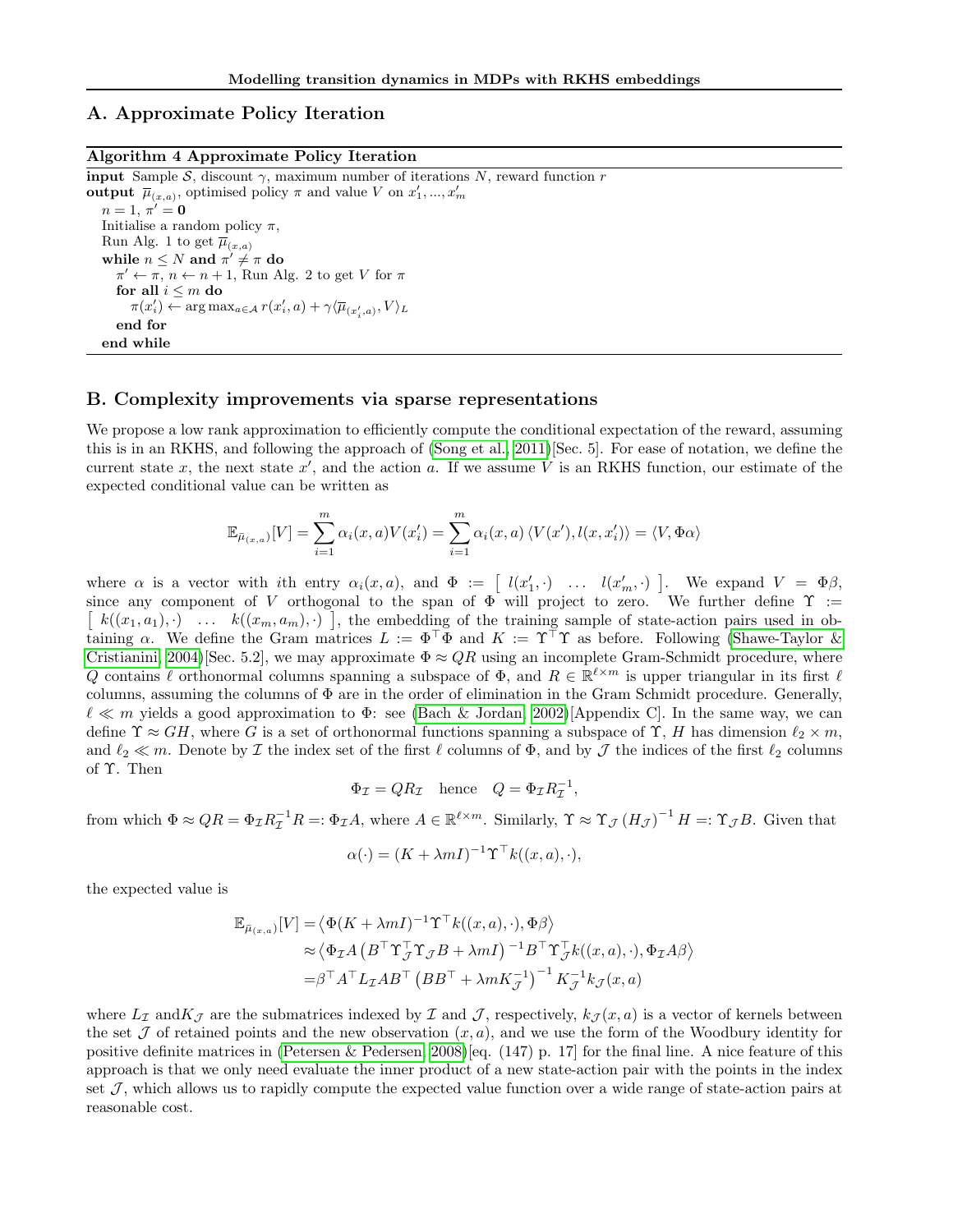## A. Approximate Policy Iteration

**Algorithm 4** Approximate Policy Iteration

---

**input** Sample $\mathcal{S}$, discount $\gamma$, maximum number of iterations $N$, reward function $r$
**output** $\overline{\mu}_{(x,a)}$, optimised policy $\pi$ and value $V$ on $x'_1, ..., x'_m$
  $n = 1$, $\pi' = \mathbf{0}$
  Initialise a random policy $\pi$,
  Run Alg. 1 to get $\overline{\mu}_{(x,a)}$
  **while** $n \leq N$ **and** $\pi' \neq \pi$ **do**
    $\pi' \leftarrow \pi$, $n \leftarrow n + 1$, Run Alg. 2 to get $V$ for $\pi$
    **for all** $i \leq m$ **do**
      $\pi(x'_i) \leftarrow \arg\max_{a \in \mathcal{A}} r(x'_i, a) + \gamma \langle \overline{\mu}_{(x'_i, a)}, V \rangle_L$
    **end for**
  **end while**

---

## B. Complexity improvements via sparse representations

We propose a low rank approximation to efficiently compute the conditional expectation of the reward, assuming this is in an RKHS, and following the approach of (Song et al., 2011)[Sec. 5]. For ease of notation, we define the current state $x$, the next state $x'$, and the action $a$. If we assume $V$ is an RKHS function, our estimate of the expected conditional value can be written as

$$\mathbb{E}_{\bar{\mu}_{(x,a)}}[V] = \sum_{i=1}^{m} \alpha_i(x,a) V(x'_i) = \sum_{i=1}^{m} \alpha_i(x,a) \left\langle V(x'), l(x, x'_i) \right\rangle = \langle V, \Phi\alpha \rangle$$

where $\alpha$ is a vector with $i$th entry $\alpha_i(x,a)$, and $\Phi := \left[ \begin{array}{ccc} l(x'_1, \cdot) & \ldots & l(x'_m, \cdot) \end{array} \right]$. We expand $V = \Phi\beta$, since any component of $V$ orthogonal to the span of $\Phi$ will project to zero. We further define $\Upsilon := \left[ \begin{array}{ccc} k((x_1,a_1), \cdot) & \ldots & k((x_m,a_m), \cdot) \end{array} \right]$, the embedding of the training sample of state-action pairs used in obtaining $\alpha$. We define the Gram matrices $L := \Phi^\top \Phi$ and $K := \Upsilon^\top \Upsilon$ as before. Following (Shawe-Taylor & Cristianini, 2004)[Sec. 5.2], we may approximate $\Phi \approx QR$ using an incomplete Gram-Schmidt procedure, where $Q$ contains $\ell$ orthonormal columns spanning a subspace of $\Phi$, and $R \in \mathbb{R}^{\ell \times m}$ is upper triangular in its first $\ell$ columns, assuming the columns of $\Phi$ are in the order of elimination in the Gram Schmidt procedure. Generally, $\ell \ll m$ yields a good approximation to $\Phi$: see (Bach & Jordan, 2002)[Appendix C]. In the same way, we can define $\Upsilon \approx GH$, where $G$ is a set of orthonormal functions spanning a subspace of $\Upsilon$, $H$ has dimension $\ell_2 \times m$, and $\ell_2 \ll m$. Denote by $\mathcal{I}$ the index set of the first $\ell$ columns of $\Phi$, and by $\mathcal{J}$ the indices of the first $\ell_2$ columns of $\Upsilon$. Then

$$\Phi_{\mathcal{I}} = QR_{\mathcal{I}} \quad \text{hence} \quad Q = \Phi_{\mathcal{I}} R_{\mathcal{I}}^{-1},$$

from which $\Phi \approx QR = \Phi_{\mathcal{I}} R_{\mathcal{I}}^{-1} R =: \Phi_{\mathcal{I}} A$, where $A \in \mathbb{R}^{\ell \times m}$. Similarly, $\Upsilon \approx \Upsilon_{\mathcal{J}} \left(H_{\mathcal{J}}\right)^{-1} H =: \Upsilon_{\mathcal{J}} B$. Given that

$$\alpha(\cdot) = (K + \lambda m I)^{-1} \Upsilon^\top k((x,a), \cdot),$$

the expected value is

$$\begin{aligned}
\mathbb{E}_{\bar{\mu}_{(x,a)}}[V] &= \left\langle \Phi(K + \lambda m I)^{-1} \Upsilon^\top k((x,a), \cdot), \Phi\beta \right\rangle \\
&\approx \left\langle \Phi_{\mathcal{I}} A \left(B^\top \Upsilon_{\mathcal{J}}^\top \Upsilon_{\mathcal{J}} B + \lambda m I\right)^{-1} B^\top \Upsilon_{\mathcal{J}}^\top k((x,a), \cdot), \Phi_{\mathcal{I}} A \beta \right\rangle \\
&= \beta^\top A^\top L_{\mathcal{I}} A B^\top \left(B B^\top + \lambda m K_{\mathcal{J}}^{-1}\right)^{-1} K_{\mathcal{J}}^{-1} k_{\mathcal{J}}(x,a)
\end{aligned}$$

where $L_{\mathcal{I}}$ and $K_{\mathcal{J}}$ are the submatrices indexed by $\mathcal{I}$ and $\mathcal{J}$, respectively, $k_{\mathcal{J}}(x,a)$ is a vector of kernels between the set $\mathcal{J}$ of retained points and the new observation $(x,a)$, and we use the form of the Woodbury identity for positive definite matrices in (Petersen & Pedersen, 2008)[eq. (147) p. 17] for the final line. A nice feature of this approach is that we only need evaluate the inner product of a new state-action pair with the points in the index set $\mathcal{J}$, which allows us to rapidly compute the expected value function over a wide range of state-action pairs at reasonable cost.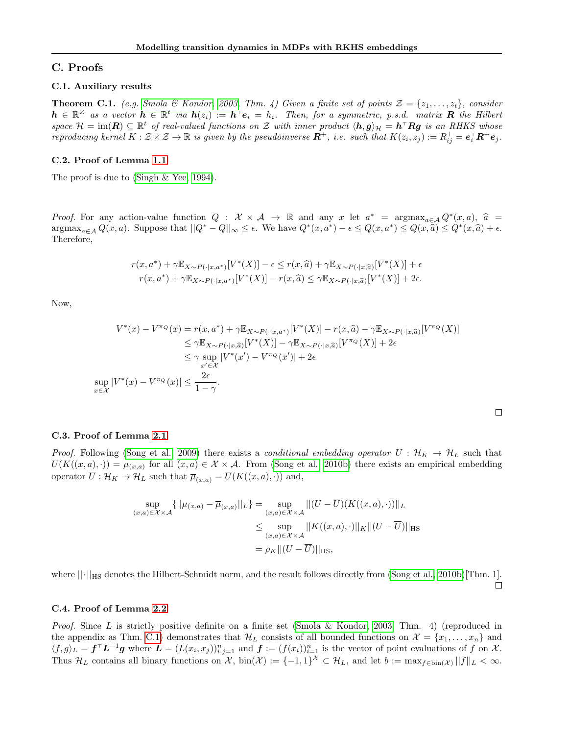## C. Proofs

### C.1. Auxiliary results

**Theorem C.1.** *(e.g. Smola & Kondor, 2003, Thm. 4) Given a finite set of points $\mathcal{Z} = \{z_1, \ldots, z_t\}$, consider $\boldsymbol{h} \in \mathbb{R}^{\mathcal{Z}}$ as a vector $\boldsymbol{h} \in \mathbb{R}^t$ via $\boldsymbol{h}(z_i) := \boldsymbol{h}^\top \boldsymbol{e}_i = h_i$. Then, for a symmetric, p.s.d. matrix $\boldsymbol{R}$ the Hilbert space $\mathcal{H} = \text{im}(\boldsymbol{R}) \subseteq \mathbb{R}^t$ of real-valued functions on $\mathcal{Z}$ with inner product $\langle \boldsymbol{h}, \boldsymbol{g} \rangle_{\mathcal{H}} = \boldsymbol{h}^\top \boldsymbol{R} \boldsymbol{g}$ is an RKHS whose reproducing kernel $K : \mathcal{Z} \times \mathcal{Z} \to \mathbb{R}$ is given by the pseudoinverse $\boldsymbol{R}^+$, i.e. such that $K(z_i, z_j) := R^+_{ij} = \boldsymbol{e}_i^\top \boldsymbol{R}^+ \boldsymbol{e}_j$.*

### C.2. Proof of Lemma 1.1

The proof is due to (Singh & Yee, 1994).

*Proof.* For any action-value function $Q : \mathcal{X} \times \mathcal{A} \to \mathbb{R}$ and any $x$ let $a^* = \text{argmax}_{a \in \mathcal{A}} Q^*(x, a)$, $\widehat{a} = \text{argmax}_{a \in \mathcal{A}} Q(x, a)$. Suppose that $||Q^* - Q||_\infty \leq \epsilon$. We have $Q^*(x, a^*) - \epsilon \leq Q(x, a^*) \leq Q(x, \widehat{a}) \leq Q^*(x, \widehat{a}) + \epsilon$. Therefore,

$$
\begin{aligned}
r(x, a^*) + \gamma \mathbb{E}_{X \sim P(\cdot|x, a^*)}[V^*(X)] - \epsilon &\leq r(x, \widehat{a}) + \gamma \mathbb{E}_{X \sim P(\cdot|x, \widehat{a})}[V^*(X)] + \epsilon \\
r(x, a^*) + \gamma \mathbb{E}_{X \sim P(\cdot|x, a^*)}[V^*(X)] - r(x, \widehat{a}) &\leq \gamma \mathbb{E}_{X \sim P(\cdot|x, \widehat{a})}[V^*(X)] + 2\epsilon.
\end{aligned}
$$

Now,

$$
\begin{aligned}
V^*(x) - V^{\pi_Q}(x) &= r(x, a^*) + \gamma \mathbb{E}_{X \sim P(\cdot|x, a^*)}[V^*(X)] - r(x, \widehat{a}) - \gamma \mathbb{E}_{X \sim P(\cdot|x, \widehat{a})}[V^{\pi_Q}(X)] \\
&\leq \gamma \mathbb{E}_{X \sim P(\cdot|x, \widehat{a})}[V^*(X)] - \gamma \mathbb{E}_{X \sim P(\cdot|x, \widehat{a})}[V^{\pi_Q}(X)] + 2\epsilon \\
&\leq \gamma \sup_{x' \in \mathcal{X}} |V^*(x') - V^{\pi_Q}(x')| + 2\epsilon \\
\sup_{x \in \mathcal{X}} |V^*(x) - V^{\pi_Q}(x)| &\leq \frac{2\epsilon}{1 - \gamma}.
\end{aligned}
$$

□

### C.3. Proof of Lemma 2.1

*Proof.* Following (Song et al., 2009) there exists a *conditional embedding operator* $U : \mathcal{H}_K \to \mathcal{H}_L$ such that $U(K((x, a), \cdot)) = \mu_{(x,a)}$ for all $(x, a) \in \mathcal{X} \times \mathcal{A}$. From (Song et al., 2010b) there exists an empirical embedding operator $\overline{U} : \mathcal{H}_K \to \mathcal{H}_L$ such that $\overline{\mu}_{(x,a)} = \overline{U}(K((x, a), \cdot))$ and,

$$
\begin{aligned}
\sup_{(x,a) \in \mathcal{X} \times \mathcal{A}} \{||\mu_{(x,a)} - \overline{\mu}_{(x,a)}||_L\} &= \sup_{(x,a) \in \mathcal{X} \times \mathcal{A}} ||(U - \overline{U})(K((x, a), \cdot))||_L \\
&\leq \sup_{(x,a) \in \mathcal{X} \times \mathcal{A}} ||K((x, a), \cdot)||_K ||(U - \overline{U})||_{\text{HS}} \\
&= \rho_K ||(U - \overline{U})||_{\text{HS}},
\end{aligned}
$$

where $||\cdot||_{\text{HS}}$ denotes the Hilbert-Schmidt norm, and the result follows directly from (Song et al., 2010b)[Thm. 1]. □

### C.4. Proof of Lemma 2.2

*Proof.* Since $L$ is strictly positive definite on a finite set (Smola & Kondor, 2003, Thm. 4) (reproduced in the appendix as Thm. C.1) demonstrates that $\mathcal{H}_L$ consists of all bounded functions on $\mathcal{X} = \{x_1, \ldots, x_n\}$ and $\langle f, g \rangle_L = \boldsymbol{f}^\top \boldsymbol{L}^{-1} \boldsymbol{g}$ where $\boldsymbol{L} = (L(x_i, x_j))_{i,j=1}^n$ and $\boldsymbol{f} := (f(x_i))_{i=1}^n$ is the vector of point evaluations of $f$ on $\mathcal{X}$. Thus $\mathcal{H}_L$ contains all binary functions on $\mathcal{X}$, $\text{bin}(\mathcal{X}) := \{-1, 1\}^{\mathcal{X}} \subset \mathcal{H}_L$, and let $b := \max_{f \in \text{bin}(\mathcal{X})} ||f||_L < \infty$.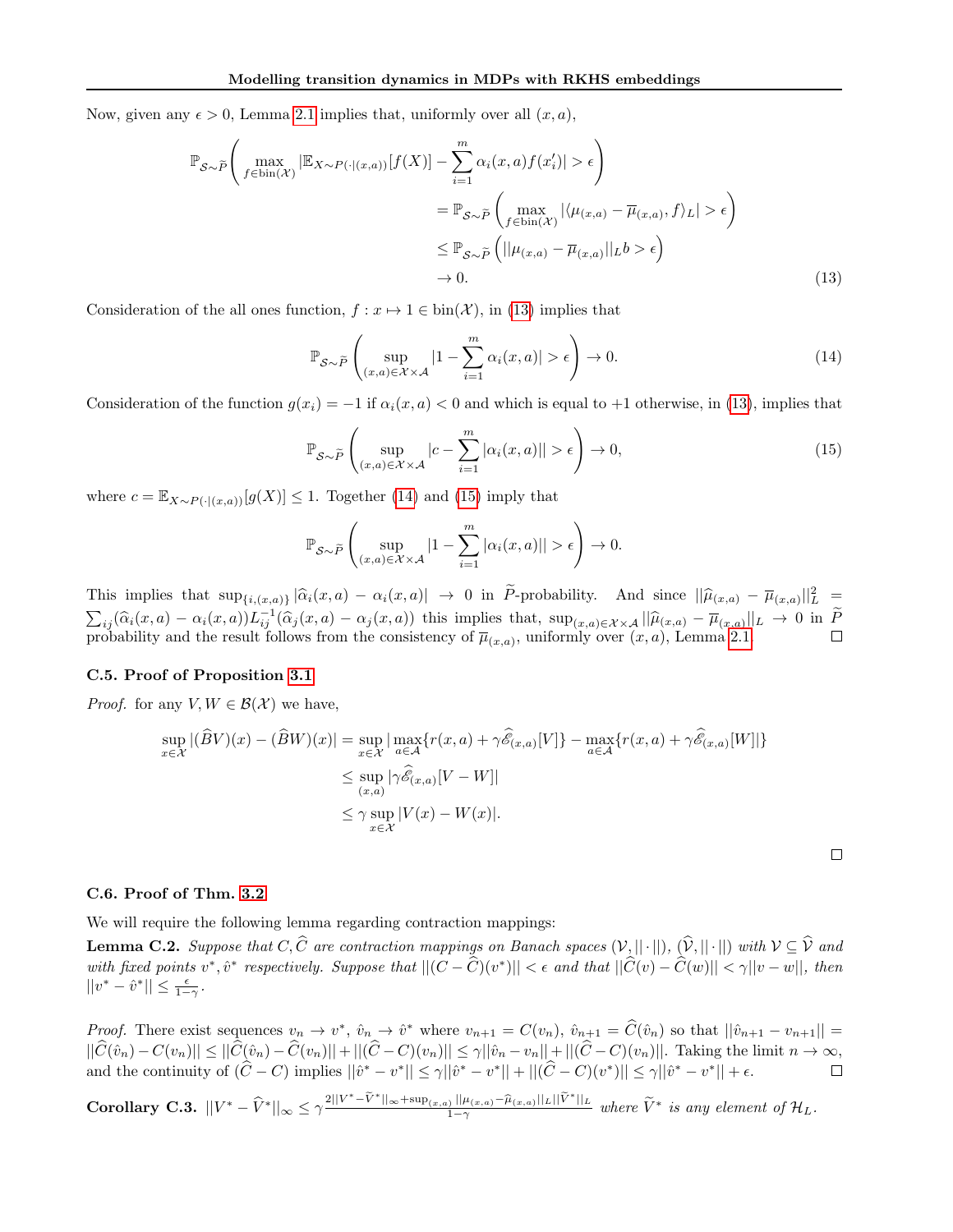Now, given any $\epsilon > 0$, Lemma 2.1 implies that, uniformly over all $(x, a)$,

$$
\begin{aligned}
\mathbb{P}_{\mathcal{S}\sim\widetilde{P}}\Bigg(\max_{f\in\text{bin}(\mathcal{X})} |\mathbb{E}_{X\sim P(\cdot|(x,a))}[f(X)] - \sum_{i=1}^{m}\alpha_i(x,a)f(x'_i)| > \epsilon\Bigg) \\
&= \mathbb{P}_{\mathcal{S}\sim\widetilde{P}}\left(\max_{f\in\text{bin}(\mathcal{X})} |\langle \mu_{(x,a)} - \overline{\mu}_{(x,a)}, f\rangle_L| > \epsilon\right) \\
&\leq \mathbb{P}_{\mathcal{S}\sim\widetilde{P}}\left(||\mu_{(x,a)} - \overline{\mu}_{(x,a)}||_L b > \epsilon\right) \\
&\to 0.
\end{aligned} \tag{13}
$$

Consideration of the all ones function, $f : x \mapsto 1 \in \text{bin}(\mathcal{X})$, in (13) implies that

$$
\mathbb{P}_{\mathcal{S}\sim\widetilde{P}}\left(\sup_{(x,a)\in\mathcal{X}\times\mathcal{A}} |1 - \sum_{i=1}^{m}\alpha_i(x,a)| > \epsilon\right) \to 0. \tag{14}
$$

Consideration of the function $g(x_i) = -1$ if $\alpha_i(x, a) < 0$ and which is equal to $+1$ otherwise, in (13), implies that

$$
\mathbb{P}_{\mathcal{S}\sim\widetilde{P}}\left(\sup_{(x,a)\in\mathcal{X}\times\mathcal{A}} |c - \sum_{i=1}^{m}|\alpha_i(x,a)|| > \epsilon\right) \to 0, \tag{15}
$$

where $c = \mathbb{E}_{X\sim P(\cdot|(x,a))}[g(X)] \leq 1$. Together (14) and (15) imply that

$$
\mathbb{P}_{\mathcal{S}\sim\widetilde{P}}\left(\sup_{(x,a)\in\mathcal{X}\times\mathcal{A}} |1 - \sum_{i=1}^{m}|\alpha_i(x,a)|| > \epsilon\right) \to 0.
$$

This implies that $\sup_{\{i,(x,a)\}} |\widehat{\alpha}_i(x,a) - \alpha_i(x,a)| \to 0$ in $\widetilde{P}$-probability. And since $||\widehat{\mu}_{(x,a)} - \overline{\mu}_{(x,a)}||_L^2 = \sum_{ij}(\widehat{\alpha}_i(x,a) - \alpha_i(x,a))L^{-1}_{ij}(\widehat{\alpha}_j(x,a) - \alpha_j(x,a))$ this implies that, $\sup_{(x,a)\in\mathcal{X}\times\mathcal{A}} ||\widehat{\mu}_{(x,a)} - \overline{\mu}_{(x,a)}||_L \to 0$ in $\widetilde{P}$ probability and the result follows from the consistency of $\overline{\mu}_{(x,a)}$, uniformly over $(x, a)$, Lemma 2.1. □

### C.5. Proof of Proposition 3.1

*Proof.* for any $V, W \in \mathcal{B}(\mathcal{X})$ we have,

$$
\begin{aligned}
\sup_{x\in\mathcal{X}} |(\widehat{B}V)(x) - (\widehat{B}W)(x)| &= \sup_{x\in\mathcal{X}} |\max_{a\in\mathcal{A}}\{r(x,a) + \gamma\widehat{\mathscr{E}}_{(x,a)}[V]\} - \max_{a\in\mathcal{A}}\{r(x,a) + \gamma\widehat{\mathscr{E}}_{(x,a)}[W]|\} \\
&\leq \sup_{(x,a)} |\gamma\widehat{\mathscr{E}}_{(x,a)}[V - W]| \\
&\leq \gamma \sup_{x\in\mathcal{X}} |V(x) - W(x)|.
\end{aligned}
$$

□

### C.6. Proof of Thm. 3.2

We will require the following lemma regarding contraction mappings:

**Lemma C.2.** *Suppose that $C, \widehat{C}$ are contraction mappings on Banach spaces $(\mathcal{V}, ||\cdot||)$, $(\widehat{\mathcal{V}}, ||\cdot||)$ with $\mathcal{V} \subseteq \widehat{\mathcal{V}}$ and with fixed points $v^*, \hat{v}^*$ respectively. Suppose that $||(C - \widehat{C})(v^*)|| < \epsilon$ and that $||\widehat{C}(v) - \widehat{C}(w)|| < \gamma||v - w||$, then $||v^* - \hat{v}^*|| \leq \frac{\epsilon}{1-\gamma}$.*

*Proof.* There exist sequences $v_n \to v^*$, $\hat{v}_n \to \hat{v}^*$ where $v_{n+1} = C(v_n)$, $\hat{v}_{n+1} = \widehat{C}(\hat{v}_n)$ so that $||\hat{v}_{n+1} - v_{n+1}|| = ||\widehat{C}(\hat{v}_n) - C(v_n)|| \leq ||\widehat{C}(\hat{v}_n) - \widehat{C}(v_n)|| + ||(\widehat{C} - C)(v_n)|| \leq \gamma||\hat{v}_n - v_n|| + ||(\widehat{C} - C)(v_n)||$. Taking the limit $n \to \infty$, and the continuity of $(\widehat{C} - C)$ implies $||\hat{v}^* - v^*|| \leq \gamma||\hat{v}^* - v^*|| + ||(\widehat{C} - C)(v^*)|| \leq \gamma||\hat{v}^* - v^*|| + \epsilon$. □

**Corollary C.3.** $||V^* - \widehat{V}^*||_\infty \leq \gamma\frac{2||V^* - \widetilde{V}^*||_\infty + \sup_{(x,a)}||\mu_{(x,a)} - \widehat{\mu}_{(x,a)}||_L||\widetilde{V}^*||_L}{1-\gamma}$ *where $\widetilde{V}^*$ is any element of $\mathcal{H}_L$.*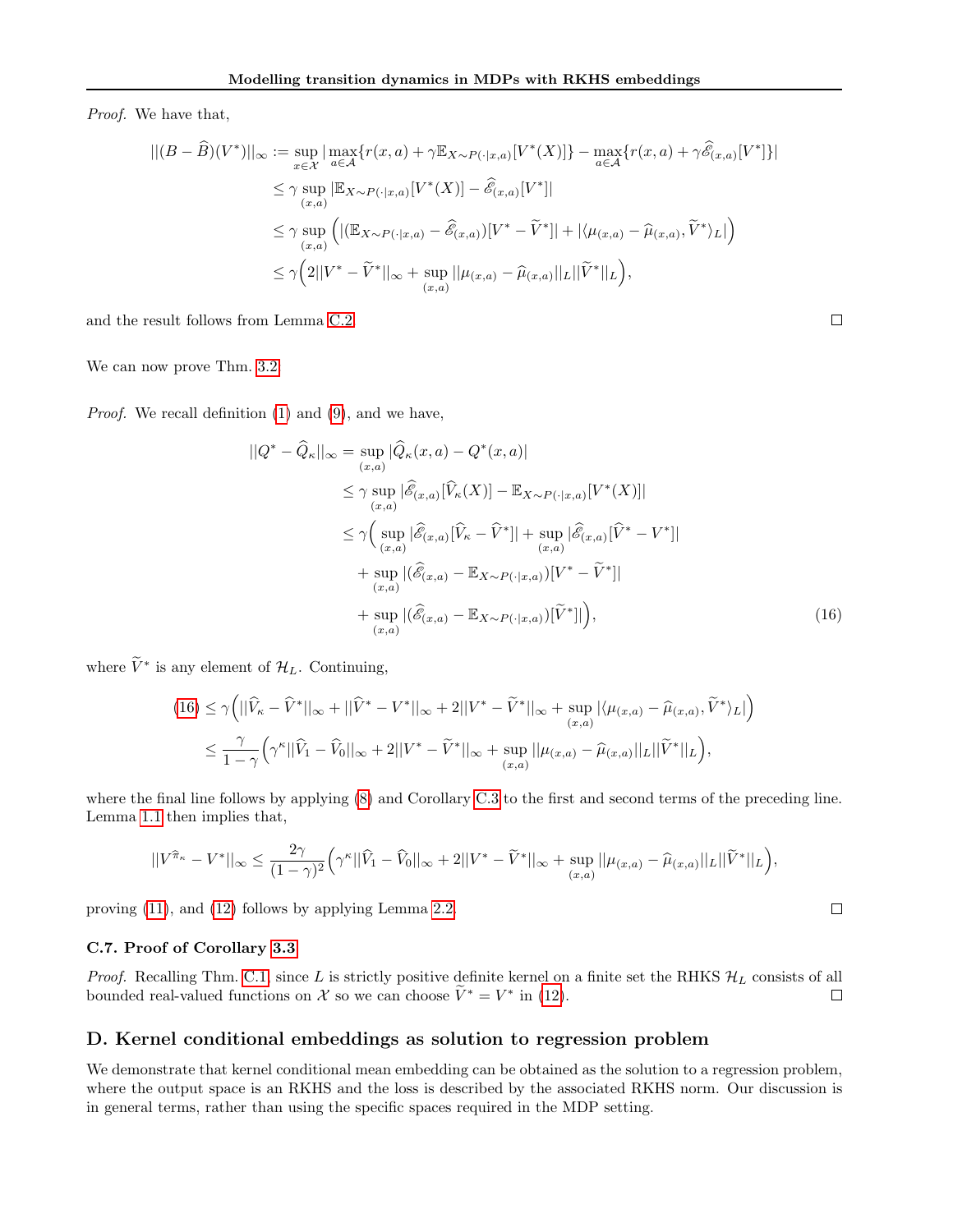*Proof.* We have that,

$$
\begin{aligned}
||(B - \widehat{B})(V^*)||_\infty &:= \sup_{x \in \mathcal{X}} |\max_{a \in \mathcal{A}}\{r(x,a) + \gamma \mathbb{E}_{X \sim P(\cdot|x,a)}[V^*(X)]\} - \max_{a \in \mathcal{A}}\{r(x,a) + \gamma \widehat{\mathscr{E}}_{(x,a)}[V^*]\}| \\
&\leq \gamma \sup_{(x,a)} |\mathbb{E}_{X \sim P(\cdot|x,a)}[V^*(X)] - \widehat{\mathscr{E}}_{(x,a)}[V^*]| \\
&\leq \gamma \sup_{(x,a)} \Big( |(\mathbb{E}_{X \sim P(\cdot|x,a)} - \widehat{\mathscr{E}}_{(x,a)})[V^* - \widetilde{V}^*]| + |\langle \mu_{(x,a)} - \widehat{\mu}_{(x,a)}, \widetilde{V}^* \rangle_L| \Big) \\
&\leq \gamma \Big( 2||V^* - \widetilde{V}^*||_\infty + \sup_{(x,a)} ||\mu_{(x,a)} - \widehat{\mu}_{(x,a)}||_L ||\widetilde{V}^*||_L \Big),
\end{aligned}
$$

and the result follows from Lemma C.2. □

We can now prove Thm. 3.2

*Proof.* We recall definition (1) and (9), and we have,

$$
\begin{aligned}
||Q^* - \widehat{Q}_\kappa||_\infty &= \sup_{(x,a)} |\widehat{Q}_\kappa(x,a) - Q^*(x,a)| \\
&\leq \gamma \sup_{(x,a)} |\widehat{\mathscr{E}}_{(x,a)}[\widehat{V}_\kappa(X)] - \mathbb{E}_{X \sim P(\cdot|x,a)}[V^*(X)]| \\
&\leq \gamma \Big( \sup_{(x,a)} |\widehat{\mathscr{E}}_{(x,a)}[\widehat{V}_\kappa - \widehat{V}^*]| + \sup_{(x,a)} |\widehat{\mathscr{E}}_{(x,a)}[\widehat{V}^* - V^*]| \\
&\quad + \sup_{(x,a)} |(\widehat{\mathscr{E}}_{(x,a)} - \mathbb{E}_{X \sim P(\cdot|x,a)})[V^* - \widetilde{V}^*]| \\
&\quad + \sup_{(x,a)} |(\widehat{\mathscr{E}}_{(x,a)} - \mathbb{E}_{X \sim P(\cdot|x,a)})[\widetilde{V}^*]| \Big),
\end{aligned} \tag{16}
$$

where $\widetilde{V}^*$ is any element of $\mathcal{H}_L$. Continuing,

$$
\begin{aligned}
(16) &\leq \gamma \Big( ||\widehat{V}_\kappa - \widehat{V}^*||_\infty + ||\widehat{V}^* - V^*||_\infty + 2||V^* - \widetilde{V}^*||_\infty + \sup_{(x,a)} |\langle \mu_{(x,a)} - \widehat{\mu}_{(x,a)}, \widetilde{V}^* \rangle_L| \Big) \\
&\leq \frac{\gamma}{1-\gamma} \Big( \gamma^\kappa ||\widehat{V}_1 - \widehat{V}_0||_\infty + 2||V^* - \widetilde{V}^*||_\infty + \sup_{(x,a)} ||\mu_{(x,a)} - \widehat{\mu}_{(x,a)}||_L ||\widetilde{V}^*||_L \Big),
\end{aligned}
$$

where the final line follows by applying (8) and Corollary C.3 to the first and second terms of the preceding line. Lemma 1.1 then implies that,

$$
||V^{\widehat{\pi}_\kappa} - V^*||_\infty \leq \frac{2\gamma}{(1-\gamma)^2} \Big( \gamma^\kappa ||\widehat{V}_1 - \widehat{V}_0||_\infty + 2||V^* - \widetilde{V}^*||_\infty + \sup_{(x,a)} ||\mu_{(x,a)} - \widehat{\mu}_{(x,a)}||_L ||\widetilde{V}^*||_L \Big),
$$

proving (11), and (12) follows by applying Lemma 2.2. □

### C.7. Proof of Corollary 3.3

*Proof.* Recalling Thm. C.1, since $L$ is strictly positive definite kernel on a finite set the RHKS $\mathcal{H}_L$ consists of all bounded real-valued functions on $\mathcal{X}$ so we can choose $\widetilde{V}^* = V^*$ in (12). □

## D. Kernel conditional embeddings as solution to regression problem

We demonstrate that kernel conditional mean embedding can be obtained as the solution to a regression problem, where the output space is an RKHS and the loss is described by the associated RKHS norm. Our discussion is in general terms, rather than using the specific spaces required in the MDP setting.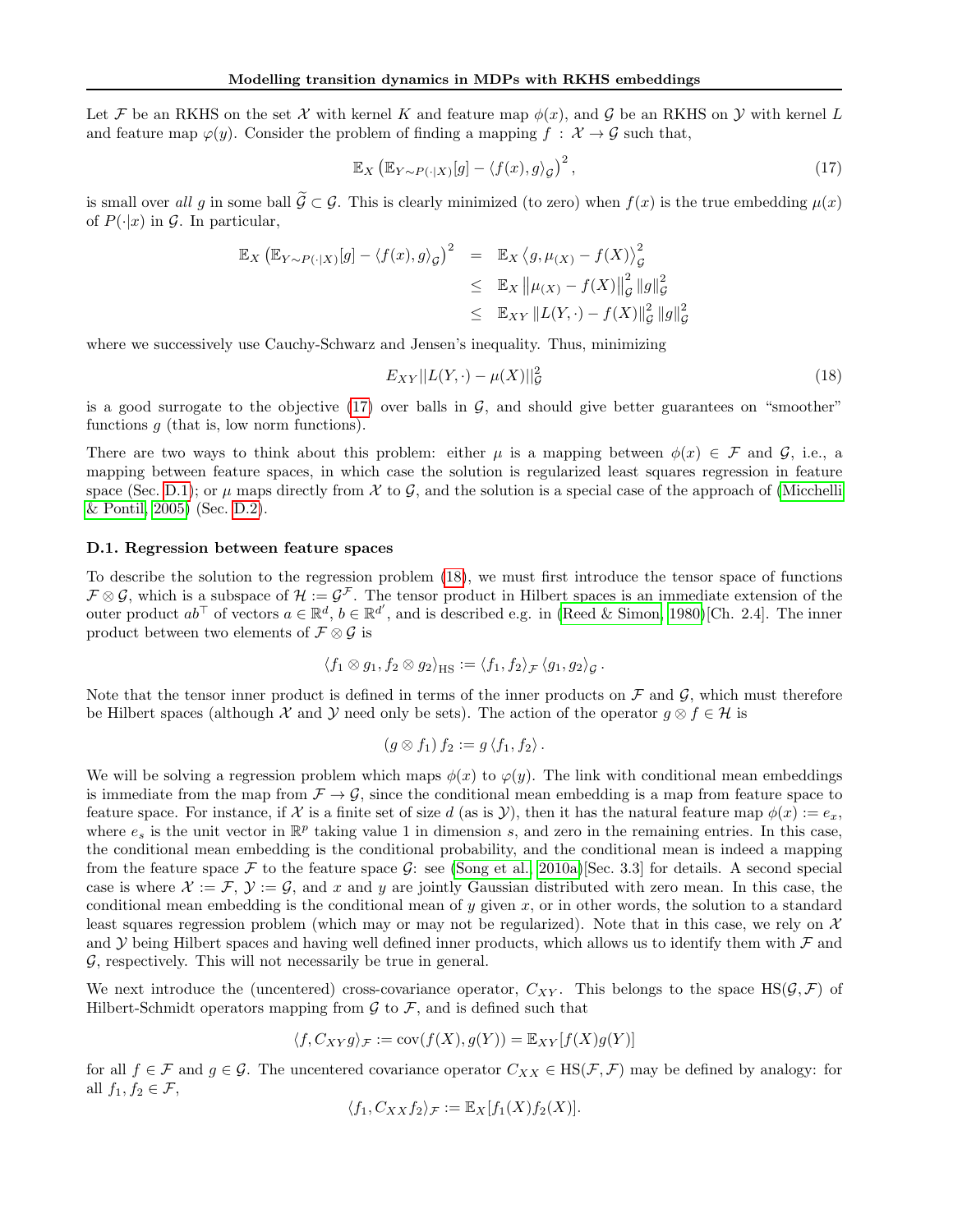Let $\mathcal{F}$ be an RKHS on the set $\mathcal{X}$ with kernel $K$ and feature map $\phi(x)$, and $\mathcal{G}$ be an RKHS on $\mathcal{Y}$ with kernel $L$ and feature map $\varphi(y)$. Consider the problem of finding a mapping $f : \mathcal{X} \to \mathcal{G}$ such that,

$$\mathbb{E}_X \left( \mathbb{E}_{Y \sim P(\cdot|X)}[g] - \langle f(x), g \rangle_{\mathcal{G}} \right)^2, \tag{17}$$

is small over *all* $g$ in some ball $\widetilde{\mathcal{G}} \subset \mathcal{G}$. This is clearly minimized (to zero) when $f(x)$ is the true embedding $\mu(x)$ of $P(\cdot|x)$ in $\mathcal{G}$. In particular,

$$\begin{aligned}
\mathbb{E}_X \left( \mathbb{E}_{Y \sim P(\cdot|X)}[g] - \langle f(x), g \rangle_{\mathcal{G}} \right)^2 &= \mathbb{E}_X \left\langle g, \mu_{(X)} - f(X) \right\rangle_{\mathcal{G}}^2 \\
&\leq \mathbb{E}_X \left\| \mu_{(X)} - f(X) \right\|_{\mathcal{G}}^2 \|g\|_{\mathcal{G}}^2 \\
&\leq \mathbb{E}_{XY} \left\| L(Y, \cdot) - f(X) \right\|_{\mathcal{G}}^2 \|g\|_{\mathcal{G}}^2
\end{aligned}$$

where we successively use Cauchy-Schwarz and Jensen's inequality. Thus, minimizing

$$E_{XY} \|L(Y, \cdot) - \mu(X)\|_{\mathcal{G}}^2 \tag{18}$$

is a good surrogate to the objective (17) over balls in $\mathcal{G}$, and should give better guarantees on "smoother" functions $g$ (that is, low norm functions).

There are two ways to think about this problem: either $\mu$ is a mapping between $\phi(x) \in \mathcal{F}$ and $\mathcal{G}$, i.e., a mapping between feature spaces, in which case the solution is regularized least squares regression in feature space (Sec. D.1); or $\mu$ maps directly from $\mathcal{X}$ to $\mathcal{G}$, and the solution is a special case of the approach of (Micchelli & Pontil, 2005) (Sec. D.2).

### D.1. Regression between feature spaces

To describe the solution to the regression problem (18), we must first introduce the tensor space of functions $\mathcal{F} \otimes \mathcal{G}$, which is a subspace of $\mathcal{H} := \mathcal{G}^{\mathcal{F}}$. The tensor product in Hilbert spaces is an immediate extension of the outer product $ab^\top$ of vectors $a \in \mathbb{R}^d$, $b \in \mathbb{R}^{d'}$, and is described e.g. in (Reed & Simon, 1980)[Ch. 2.4]. The inner product between two elements of $\mathcal{F} \otimes \mathcal{G}$ is

$$\langle f_1 \otimes g_1, f_2 \otimes g_2 \rangle_{\mathrm{HS}} := \langle f_1, f_2 \rangle_{\mathcal{F}} \langle g_1, g_2 \rangle_{\mathcal{G}}.$$

Note that the tensor inner product is defined in terms of the inner products on $\mathcal{F}$ and $\mathcal{G}$, which must therefore be Hilbert spaces (although $\mathcal{X}$ and $\mathcal{Y}$ need only be sets). The action of the operator $g \otimes f \in \mathcal{H}$ is

$$(g \otimes f_1) f_2 := g \langle f_1, f_2 \rangle.$$

We will be solving a regression problem which maps $\phi(x)$ to $\varphi(y)$. The link with conditional mean embeddings is immediate from the map from $\mathcal{F} \to \mathcal{G}$, since the conditional mean embedding is a map from feature space to feature space. For instance, if $\mathcal{X}$ is a finite set of size $d$ (as is $\mathcal{Y}$), then it has the natural feature map $\phi(x) := e_x$, where $e_s$ is the unit vector in $\mathbb{R}^p$ taking value 1 in dimension $s$, and zero in the remaining entries. In this case, the conditional mean embedding is the conditional probability, and the conditional mean is indeed a mapping from the feature space $\mathcal{F}$ to the feature space $\mathcal{G}$: see (Song et al., 2010a)[Sec. 3.3] for details. A second special case is where $\mathcal{X} := \mathcal{F}$, $\mathcal{Y} := \mathcal{G}$, and $x$ and $y$ are jointly Gaussian distributed with zero mean. In this case, the conditional mean embedding is the conditional mean of $y$ given $x$, or in other words, the solution to a standard least squares regression problem (which may or may not be regularized). Note that in this case, we rely on $\mathcal{X}$ and $\mathcal{Y}$ being Hilbert spaces and having well defined inner products, which allows us to identify them with $\mathcal{F}$ and $\mathcal{G}$, respectively. This will not necessarily be true in general.

We next introduce the (uncentered) cross-covariance operator, $C_{XY}$. This belongs to the space $\mathrm{HS}(\mathcal{G}, \mathcal{F})$ of Hilbert-Schmidt operators mapping from $\mathcal{G}$ to $\mathcal{F}$, and is defined such that

$$\langle f, C_{XY} g \rangle_{\mathcal{F}} := \mathrm{cov}(f(X), g(Y)) = \mathbb{E}_{XY}[f(X) g(Y)]$$

for all $f \in \mathcal{F}$ and $g \in \mathcal{G}$. The uncentered covariance operator $C_{XX} \in \mathrm{HS}(\mathcal{F}, \mathcal{F})$ may be defined by analogy: for all $f_1, f_2 \in \mathcal{F}$,

$$\langle f_1, C_{XX} f_2 \rangle_{\mathcal{F}} := \mathbb{E}_X[f_1(X) f_2(X)].$$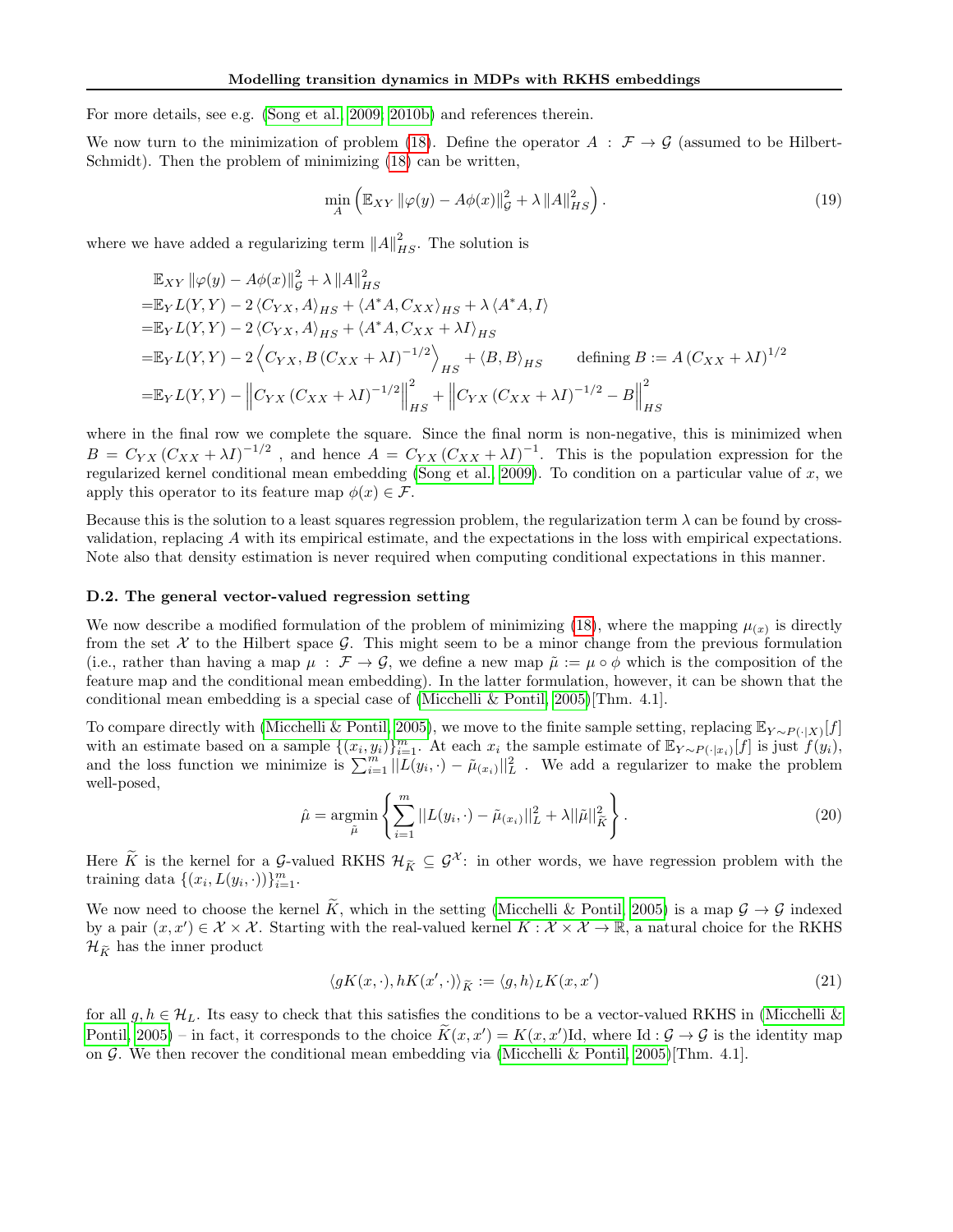For more details, see e.g. (Song et al., 2009; 2010b) and references therein.

We now turn to the minimization of problem (18). Define the operator $A : \mathcal{F} \to \mathcal{G}$ (assumed to be Hilbert-Schmidt). Then the problem of minimizing (18) can be written,

$$\min_A \left( \mathbb{E}_{XY} \|\varphi(y) - A\phi(x)\|_{\mathcal{G}}^2 + \lambda \|A\|_{HS}^2 \right). \tag{19}$$

where we have added a regularizing term $\|A\|_{HS}^2$. The solution is

$$
\begin{aligned}
&\mathbb{E}_{XY} \|\varphi(y) - A\phi(x)\|_{\mathcal{G}}^2 + \lambda \|A\|_{HS}^2 \\
=&\mathbb{E}_Y L(Y,Y) - 2\langle C_{YX}, A\rangle_{HS} + \langle A^*A, C_{XX}\rangle_{HS} + \lambda \langle A^*A, I\rangle \\
=&\mathbb{E}_Y L(Y,Y) - 2\langle C_{YX}, A\rangle_{HS} + \langle A^*A, C_{XX} + \lambda I\rangle_{HS} \\
=&\mathbb{E}_Y L(Y,Y) - 2\left\langle C_{YX}, B\left(C_{XX} + \lambda I\right)^{-1/2}\right\rangle_{HS} + \langle B, B\rangle_{HS} \qquad \text{defining } B := A\left(C_{XX} + \lambda I\right)^{1/2} \\
=&\mathbb{E}_Y L(Y,Y) - \left\|C_{YX}\left(C_{XX} + \lambda I\right)^{-1/2}\right\|_{HS}^2 + \left\|C_{YX}\left(C_{XX} + \lambda I\right)^{-1/2} - B\right\|_{HS}^2
\end{aligned}
$$

where in the final row we complete the square. Since the final norm is non-negative, this is minimized when $B = C_{YX}\left(C_{XX} + \lambda I\right)^{-1/2}$, and hence $A = C_{YX}\left(C_{XX} + \lambda I\right)^{-1}$. This is the population expression for the regularized kernel conditional mean embedding (Song et al., 2009). To condition on a particular value of $x$, we apply this operator to its feature map $\phi(x) \in \mathcal{F}$.

Because this is the solution to a least squares regression problem, the regularization term $\lambda$ can be found by cross-validation, replacing $A$ with its empirical estimate, and the expectations in the loss with empirical expectations. Note also that density estimation is never required when computing conditional expectations in this manner.

### D.2. The general vector-valued regression setting

We now describe a modified formulation of the problem of minimizing (18), where the mapping $\mu_{(x)}$ is directly from the set $\mathcal{X}$ to the Hilbert space $\mathcal{G}$. This might seem to be a minor change from the previous formulation (i.e., rather than having a map $\mu : \mathcal{F} \to \mathcal{G}$, we define a new map $\tilde{\mu} := \mu \circ \phi$ which is the composition of the feature map and the conditional mean embedding). In the latter formulation, however, it can be shown that the conditional mean embedding is a special case of (Micchelli & Pontil, 2005)[Thm. 4.1].

To compare directly with (Micchelli & Pontil, 2005), we move to the finite sample setting, replacing $\mathbb{E}_{Y\sim P(\cdot|X)}[f]$ with an estimate based on a sample $\{(x_i, y_i)\}_{i=1}^m$. At each $x_i$ the sample estimate of $\mathbb{E}_{Y\sim P(\cdot|x_i)}[f]$ is just $f(y_i)$, and the loss function we minimize is $\sum_{i=1}^m ||L(y_i,\cdot) - \tilde{\mu}_{(x_i)}||_L^2$ . We add a regularizer to make the problem well-posed,

$$\hat{\mu} = \underset{\tilde{\mu}}{\operatorname{argmin}} \left\{ \sum_{i=1}^m ||L(y_i,\cdot) - \tilde{\mu}_{(x_i)}||_L^2 + \lambda ||\tilde{\mu}||_{\widetilde{K}}^2 \right\}. \tag{20}$$

Here $\widetilde{K}$ is the kernel for a $\mathcal{G}$-valued RKHS $\mathcal{H}_{\widetilde{K}} \subseteq \mathcal{G}^{\mathcal{X}}$: in other words, we have regression problem with the training data $\{(x_i, L(y_i,\cdot))\}_{i=1}^m$.

We now need to choose the kernel $\widetilde{K}$, which in the setting (Micchelli & Pontil, 2005) is a map $\mathcal{G} \to \mathcal{G}$ indexed by a pair $(x, x') \in \mathcal{X} \times \mathcal{X}$. Starting with the real-valued kernel $K : \mathcal{X} \times \mathcal{X} \to \mathbb{R}$, a natural choice for the RKHS $\mathcal{H}_{\widetilde{K}}$ has the inner product

$$\langle gK(x,\cdot), hK(x',\cdot)\rangle_{\widetilde{K}} := \langle g, h\rangle_L K(x, x') \tag{21}$$

for all $g, h \in \mathcal{H}_L$. Its easy to check that this satisfies the conditions to be a vector-valued RKHS in (Micchelli & Pontil, 2005) – in fact, it corresponds to the choice $\widetilde{K}(x, x') = K(x, x')\text{Id}$, where $\text{Id} : \mathcal{G} \to \mathcal{G}$ is the identity map on $\mathcal{G}$. We then recover the conditional mean embedding via (Micchelli & Pontil, 2005)[Thm. 4.1].